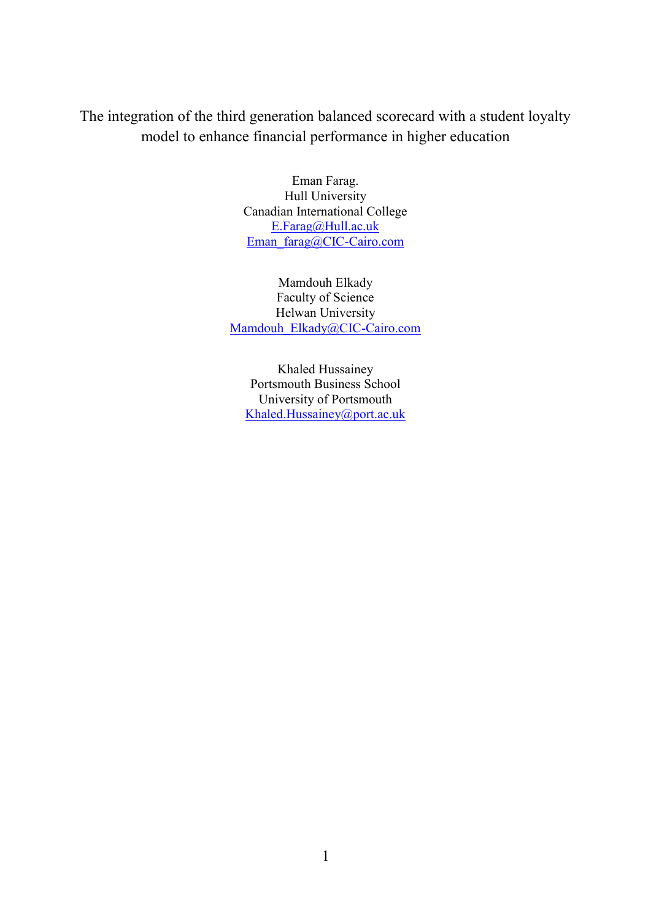# The integration of the third generation balanced scorecard with a student loyalty model to enhance financial performance in higher education

Eman Farag.
Hull University
Canadian International College
E.Farag@Hull.ac.uk
Eman_farag@CIC-Cairo.com

Mamdouh Elkady
Faculty of Science
Helwan University
Mamdouh_Elkady@CIC-Cairo.com

Khaled Hussainey
Portsmouth Business School
University of Portsmouth
Khaled.Hussainey@port.ac.uk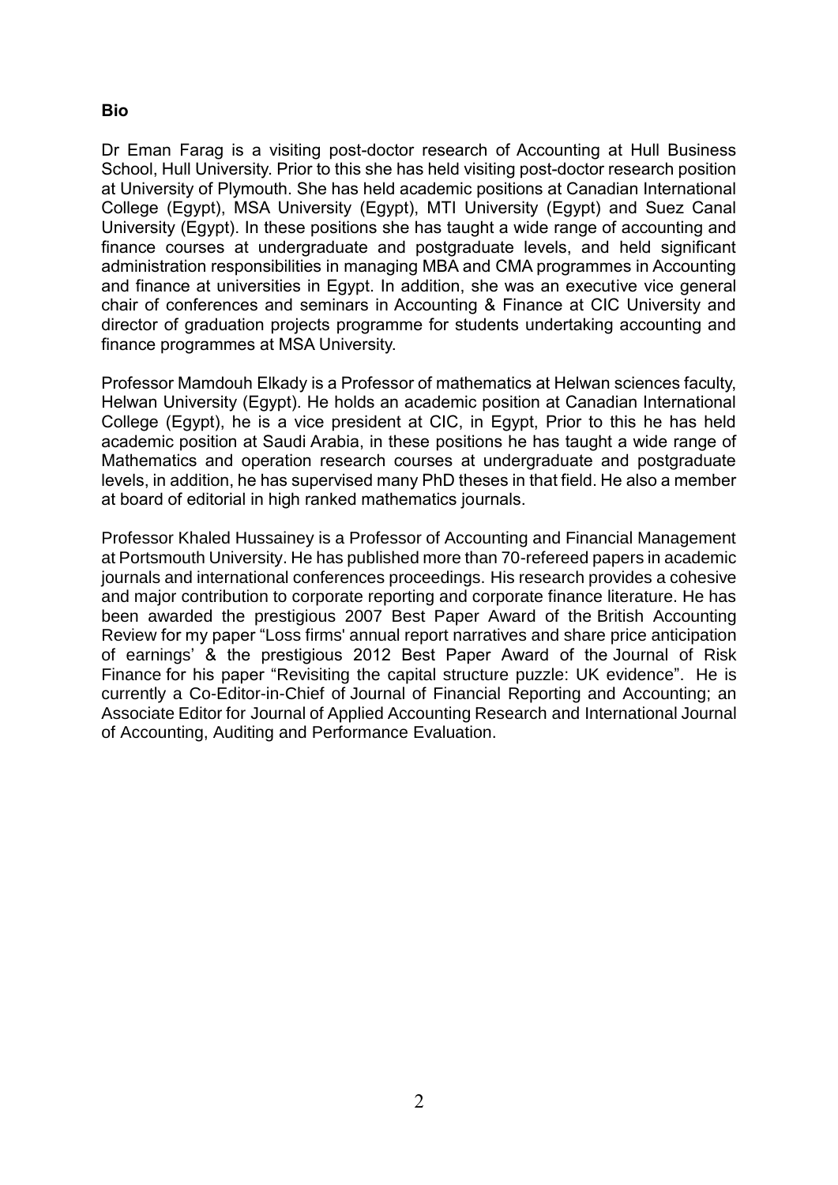**Bio**

Dr Eman Farag is a visiting post-doctor research of Accounting at Hull Business School, Hull University. Prior to this she has held visiting post-doctor research position at University of Plymouth. She has held academic positions at Canadian International College (Egypt), MSA University (Egypt), MTI University (Egypt) and Suez Canal University (Egypt). In these positions she has taught a wide range of accounting and finance courses at undergraduate and postgraduate levels, and held significant administration responsibilities in managing MBA and CMA programmes in Accounting and finance at universities in Egypt. In addition, she was an executive vice general chair of conferences and seminars in Accounting & Finance at CIC University and director of graduation projects programme for students undertaking accounting and finance programmes at MSA University.

Professor Mamdouh Elkady is a Professor of mathematics at Helwan sciences faculty, Helwan University (Egypt). He holds an academic position at Canadian International College (Egypt), he is a vice president at CIC, in Egypt, Prior to this he has held academic position at Saudi Arabia, in these positions he has taught a wide range of Mathematics and operation research courses at undergraduate and postgraduate levels, in addition, he has supervised many PhD theses in that field. He also a member at board of editorial in high ranked mathematics journals.

Professor Khaled Hussainey is a Professor of Accounting and Financial Management at Portsmouth University. He has published more than 70-refereed papers in academic journals and international conferences proceedings. His research provides a cohesive and major contribution to corporate reporting and corporate finance literature. He has been awarded the prestigious 2007 Best Paper Award of the British Accounting Review for my paper "Loss firms' annual report narratives and share price anticipation of earnings' & the prestigious 2012 Best Paper Award of the Journal of Risk Finance for his paper "Revisiting the capital structure puzzle: UK evidence". He is currently a Co-Editor-in-Chief of Journal of Financial Reporting and Accounting; an Associate Editor for Journal of Applied Accounting Research and International Journal of Accounting, Auditing and Performance Evaluation.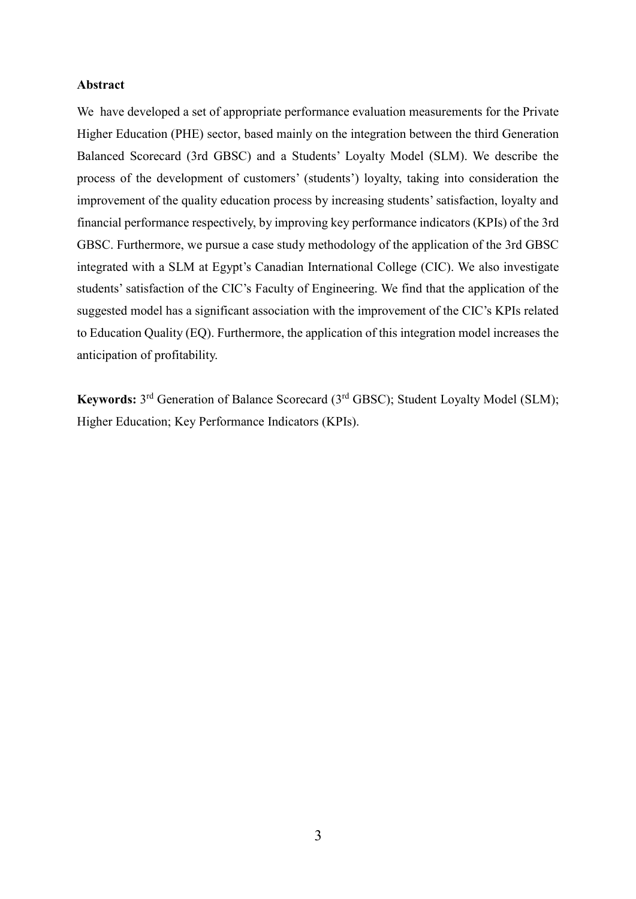**Abstract**

We have developed a set of appropriate performance evaluation measurements for the Private Higher Education (PHE) sector, based mainly on the integration between the third Generation Balanced Scorecard (3rd GBSC) and a Students' Loyalty Model (SLM). We describe the process of the development of customers' (students') loyalty, taking into consideration the improvement of the quality education process by increasing students' satisfaction, loyalty and financial performance respectively, by improving key performance indicators (KPIs) of the 3rd GBSC. Furthermore, we pursue a case study methodology of the application of the 3rd GBSC integrated with a SLM at Egypt's Canadian International College (CIC). We also investigate students' satisfaction of the CIC's Faculty of Engineering. We find that the application of the suggested model has a significant association with the improvement of the CIC's KPIs related to Education Quality (EQ). Furthermore, the application of this integration model increases the anticipation of profitability.

**Keywords:** 3rd Generation of Balance Scorecard (3rd GBSC); Student Loyalty Model (SLM); Higher Education; Key Performance Indicators (KPIs).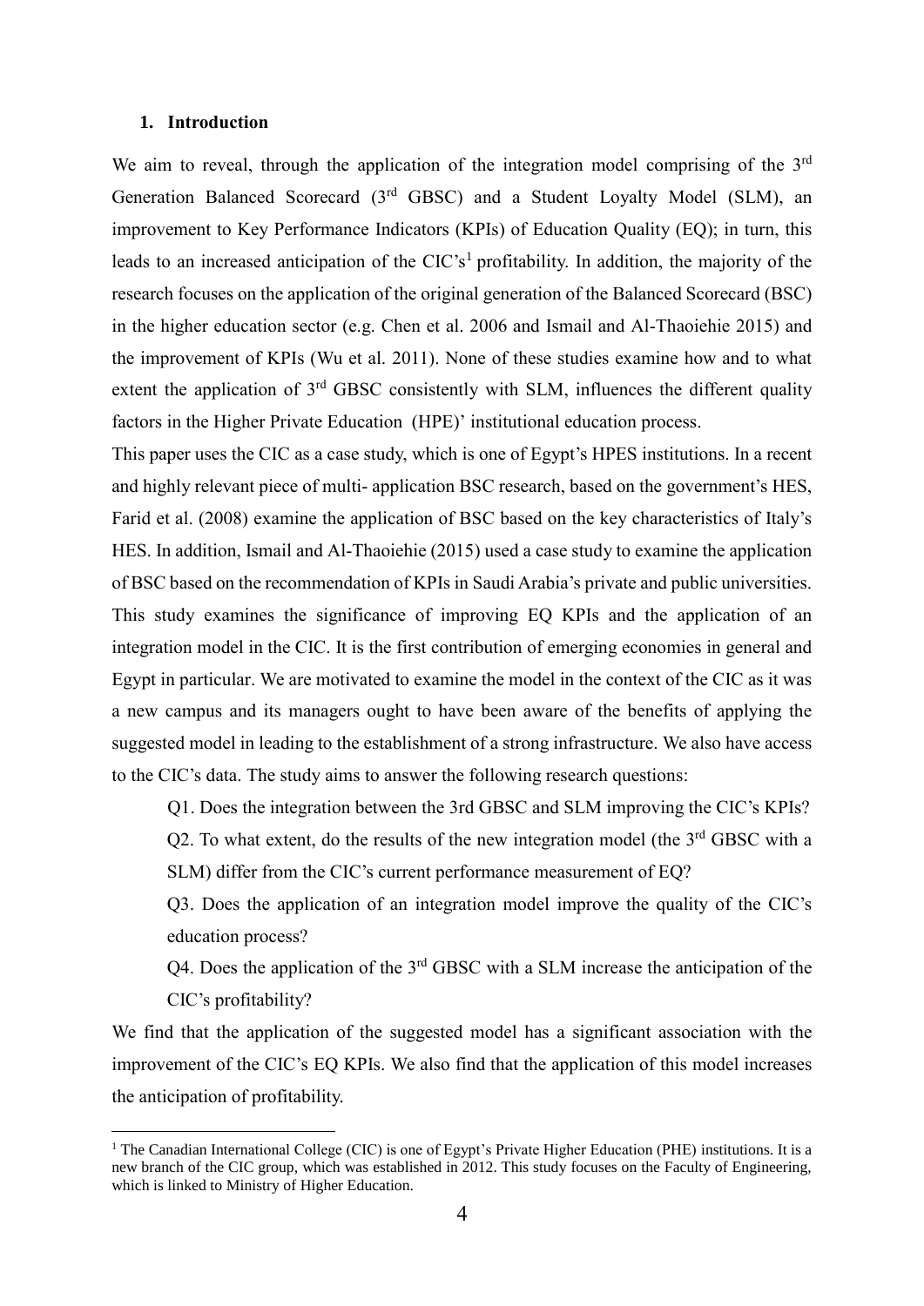## 1. Introduction

We aim to reveal, through the application of the integration model comprising of the 3rd Generation Balanced Scorecard (3rd GBSC) and a Student Loyalty Model (SLM), an improvement to Key Performance Indicators (KPIs) of Education Quality (EQ); in turn, this leads to an increased anticipation of the CIC's[1] profitability. In addition, the majority of the research focuses on the application of the original generation of the Balanced Scorecard (BSC) in the higher education sector (e.g. Chen et al. 2006 and Ismail and Al-Thaoiehie 2015) and the improvement of KPIs (Wu et al. 2011). None of these studies examine how and to what extent the application of 3rd GBSC consistently with SLM, influences the different quality factors in the Higher Private Education (HPE)' institutional education process.

This paper uses the CIC as a case study, which is one of Egypt's HPES institutions. In a recent and highly relevant piece of multi- application BSC research, based on the government's HES, Farid et al. (2008) examine the application of BSC based on the key characteristics of Italy's HES. In addition, Ismail and Al-Thaoiehie (2015) used a case study to examine the application of BSC based on the recommendation of KPIs in Saudi Arabia's private and public universities. This study examines the significance of improving EQ KPIs and the application of an integration model in the CIC. It is the first contribution of emerging economies in general and Egypt in particular. We are motivated to examine the model in the context of the CIC as it was a new campus and its managers ought to have been aware of the benefits of applying the suggested model in leading to the establishment of a strong infrastructure. We also have access to the CIC's data. The study aims to answer the following research questions:

Q1. Does the integration between the 3rd GBSC and SLM improving the CIC's KPIs?

Q2. To what extent, do the results of the new integration model (the 3rd GBSC with a SLM) differ from the CIC's current performance measurement of EQ?

Q3. Does the application of an integration model improve the quality of the CIC's education process?

Q4. Does the application of the 3rd GBSC with a SLM increase the anticipation of the CIC's profitability?

We find that the application of the suggested model has a significant association with the improvement of the CIC's EQ KPIs. We also find that the application of this model increases the anticipation of profitability.

---

[1] The Canadian International College (CIC) is one of Egypt's Private Higher Education (PHE) institutions. It is a new branch of the CIC group, which was established in 2012. This study focuses on the Faculty of Engineering, which is linked to Ministry of Higher Education.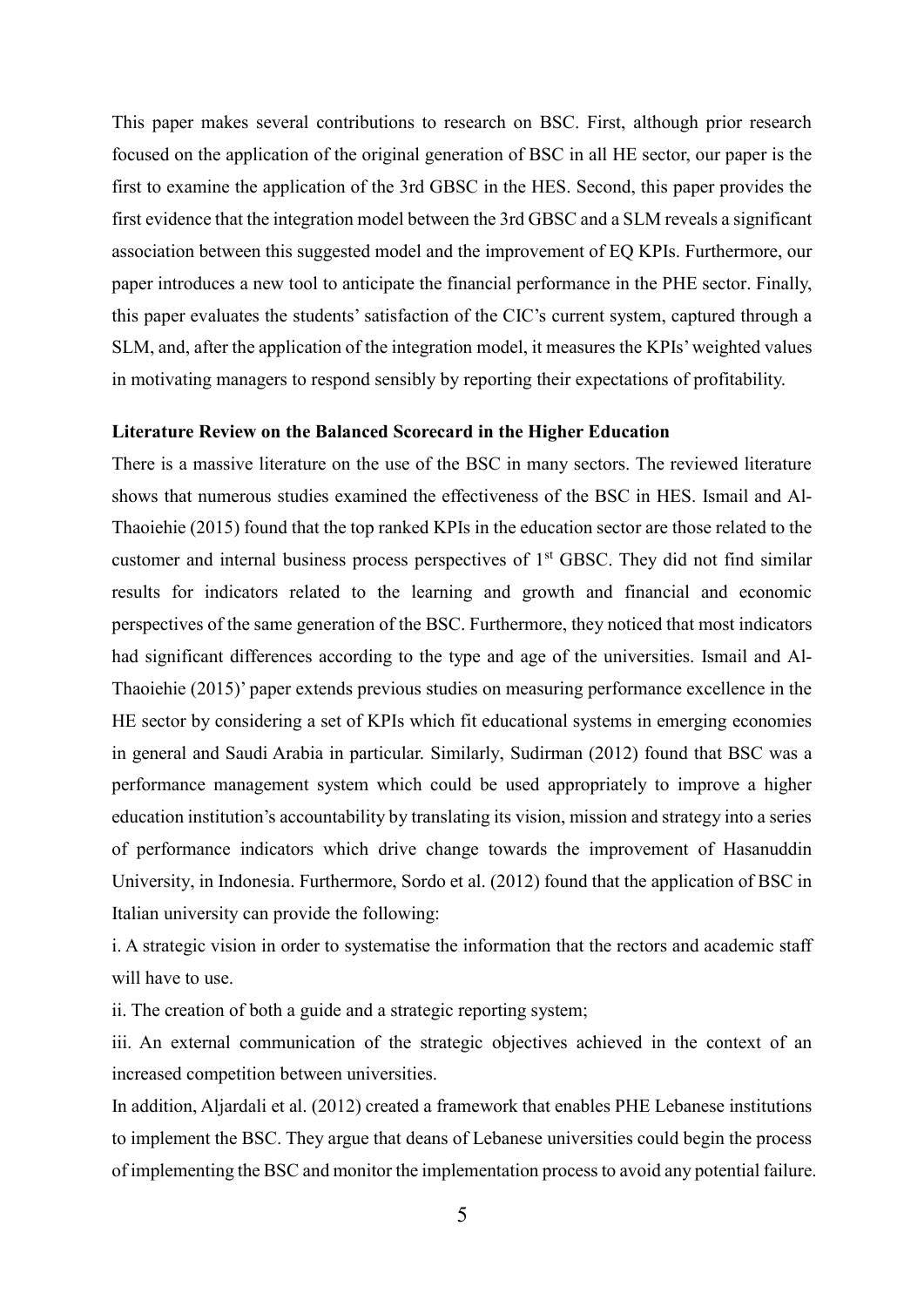This paper makes several contributions to research on BSC. First, although prior research focused on the application of the original generation of BSC in all HE sector, our paper is the first to examine the application of the 3rd GBSC in the HES. Second, this paper provides the first evidence that the integration model between the 3rd GBSC and a SLM reveals a significant association between this suggested model and the improvement of EQ KPIs. Furthermore, our paper introduces a new tool to anticipate the financial performance in the PHE sector. Finally, this paper evaluates the students' satisfaction of the CIC's current system, captured through a SLM, and, after the application of the integration model, it measures the KPIs' weighted values in motivating managers to respond sensibly by reporting their expectations of profitability.

**Literature Review on the Balanced Scorecard in the Higher Education**

There is a massive literature on the use of the BSC in many sectors. The reviewed literature shows that numerous studies examined the effectiveness of the BSC in HES. Ismail and Al-Thaoiehie (2015) found that the top ranked KPIs in the education sector are those related to the customer and internal business process perspectives of 1st GBSC. They did not find similar results for indicators related to the learning and growth and financial and economic perspectives of the same generation of the BSC. Furthermore, they noticed that most indicators had significant differences according to the type and age of the universities. Ismail and Al-Thaoiehie (2015)' paper extends previous studies on measuring performance excellence in the HE sector by considering a set of KPIs which fit educational systems in emerging economies in general and Saudi Arabia in particular. Similarly, Sudirman (2012) found that BSC was a performance management system which could be used appropriately to improve a higher education institution's accountability by translating its vision, mission and strategy into a series of performance indicators which drive change towards the improvement of Hasanuddin University, in Indonesia. Furthermore, Sordo et al. (2012) found that the application of BSC in Italian university can provide the following:

i. A strategic vision in order to systematise the information that the rectors and academic staff will have to use.

ii. The creation of both a guide and a strategic reporting system;

iii. An external communication of the strategic objectives achieved in the context of an increased competition between universities.

In addition, Aljardali et al. (2012) created a framework that enables PHE Lebanese institutions to implement the BSC. They argue that deans of Lebanese universities could begin the process of implementing the BSC and monitor the implementation process to avoid any potential failure.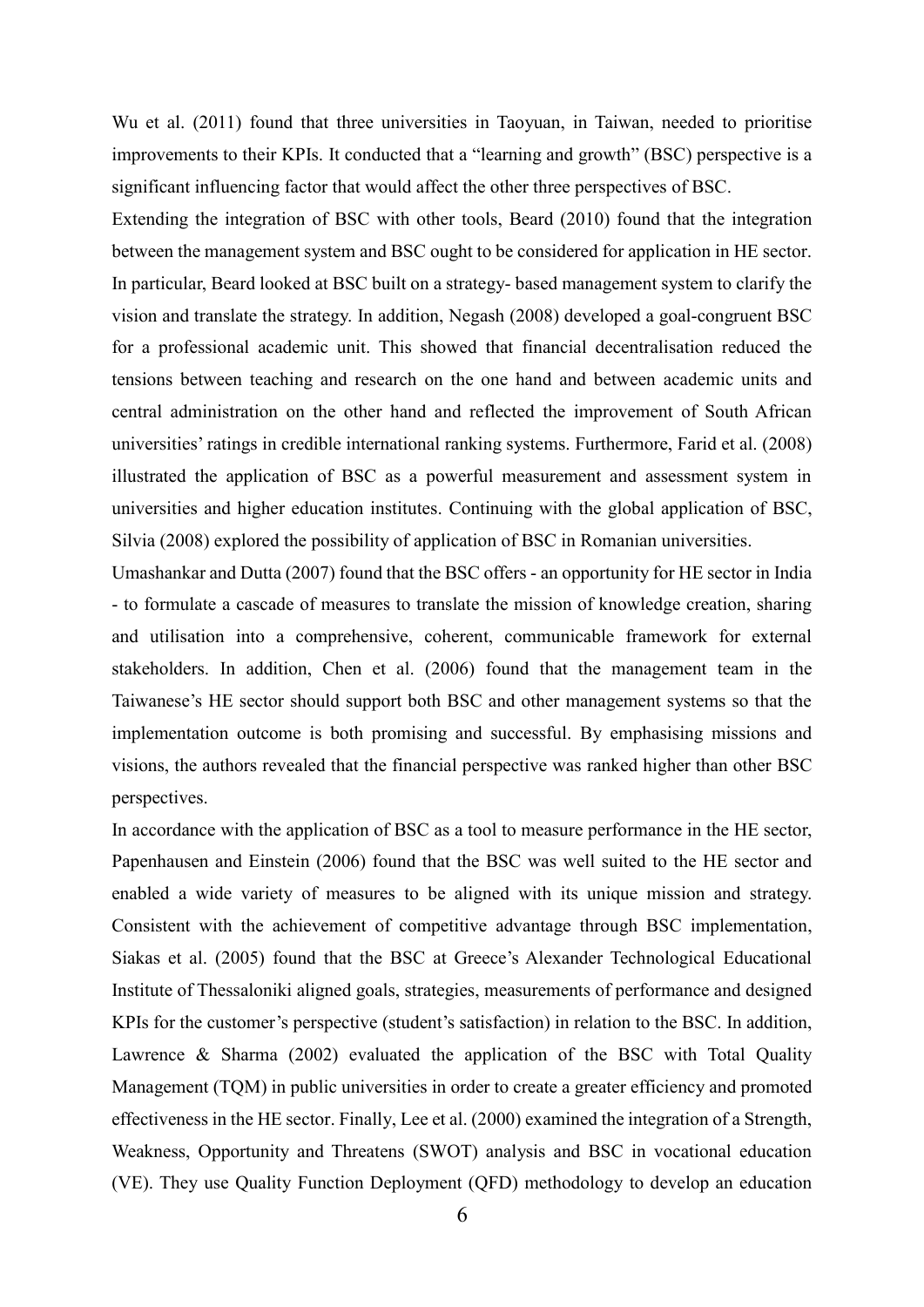Wu et al. (2011) found that three universities in Taoyuan, in Taiwan, needed to prioritise improvements to their KPIs. It conducted that a "learning and growth" (BSC) perspective is a significant influencing factor that would affect the other three perspectives of BSC.

Extending the integration of BSC with other tools, Beard (2010) found that the integration between the management system and BSC ought to be considered for application in HE sector. In particular, Beard looked at BSC built on a strategy- based management system to clarify the vision and translate the strategy. In addition, Negash (2008) developed a goal-congruent BSC for a professional academic unit. This showed that financial decentralisation reduced the tensions between teaching and research on the one hand and between academic units and central administration on the other hand and reflected the improvement of South African universities' ratings in credible international ranking systems. Furthermore, Farid et al. (2008) illustrated the application of BSC as a powerful measurement and assessment system in universities and higher education institutes. Continuing with the global application of BSC, Silvia (2008) explored the possibility of application of BSC in Romanian universities.

Umashankar and Dutta (2007) found that the BSC offers - an opportunity for HE sector in India - to formulate a cascade of measures to translate the mission of knowledge creation, sharing and utilisation into a comprehensive, coherent, communicable framework for external stakeholders. In addition, Chen et al. (2006) found that the management team in the Taiwanese's HE sector should support both BSC and other management systems so that the implementation outcome is both promising and successful. By emphasising missions and visions, the authors revealed that the financial perspective was ranked higher than other BSC perspectives.

In accordance with the application of BSC as a tool to measure performance in the HE sector, Papenhausen and Einstein (2006) found that the BSC was well suited to the HE sector and enabled a wide variety of measures to be aligned with its unique mission and strategy. Consistent with the achievement of competitive advantage through BSC implementation, Siakas et al. (2005) found that the BSC at Greece's Alexander Technological Educational Institute of Thessaloniki aligned goals, strategies, measurements of performance and designed KPIs for the customer's perspective (student's satisfaction) in relation to the BSC. In addition, Lawrence & Sharma (2002) evaluated the application of the BSC with Total Quality Management (TQM) in public universities in order to create a greater efficiency and promoted effectiveness in the HE sector. Finally, Lee et al. (2000) examined the integration of a Strength, Weakness, Opportunity and Threatens (SWOT) analysis and BSC in vocational education (VE). They use Quality Function Deployment (QFD) methodology to develop an education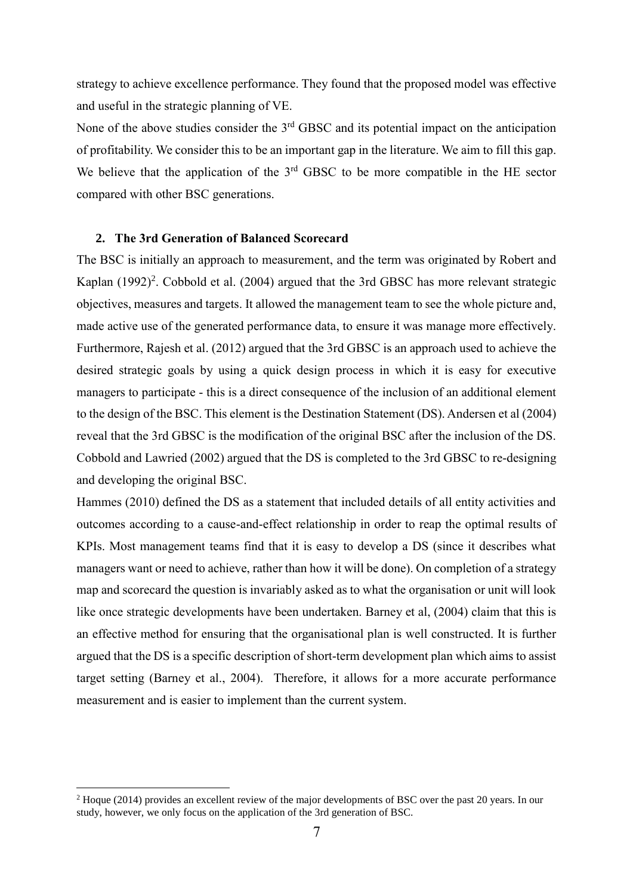strategy to achieve excellence performance. They found that the proposed model was effective and useful in the strategic planning of VE.

None of the above studies consider the 3rd GBSC and its potential impact on the anticipation of profitability. We consider this to be an important gap in the literature. We aim to fill this gap. We believe that the application of the 3rd GBSC to be more compatible in the HE sector compared with other BSC generations.

## 2. The 3rd Generation of Balanced Scorecard

The BSC is initially an approach to measurement, and the term was originated by Robert and Kaplan (1992)[2]. Cobbold et al. (2004) argued that the 3rd GBSC has more relevant strategic objectives, measures and targets. It allowed the management team to see the whole picture and, made active use of the generated performance data, to ensure it was manage more effectively. Furthermore, Rajesh et al. (2012) argued that the 3rd GBSC is an approach used to achieve the desired strategic goals by using a quick design process in which it is easy for executive managers to participate - this is a direct consequence of the inclusion of an additional element to the design of the BSC. This element is the Destination Statement (DS). Andersen et al (2004) reveal that the 3rd GBSC is the modification of the original BSC after the inclusion of the DS. Cobbold and Lawried (2002) argued that the DS is completed to the 3rd GBSC to re-designing and developing the original BSC.

Hammes (2010) defined the DS as a statement that included details of all entity activities and outcomes according to a cause-and-effect relationship in order to reap the optimal results of KPIs. Most management teams find that it is easy to develop a DS (since it describes what managers want or need to achieve, rather than how it will be done). On completion of a strategy map and scorecard the question is invariably asked as to what the organisation or unit will look like once strategic developments have been undertaken. Barney et al, (2004) claim that this is an effective method for ensuring that the organisational plan is well constructed. It is further argued that the DS is a specific description of short-term development plan which aims to assist target setting (Barney et al., 2004). Therefore, it allows for a more accurate performance measurement and is easier to implement than the current system.

[2] Hoque (2014) provides an excellent review of the major developments of BSC over the past 20 years. In our study, however, we only focus on the application of the 3rd generation of BSC.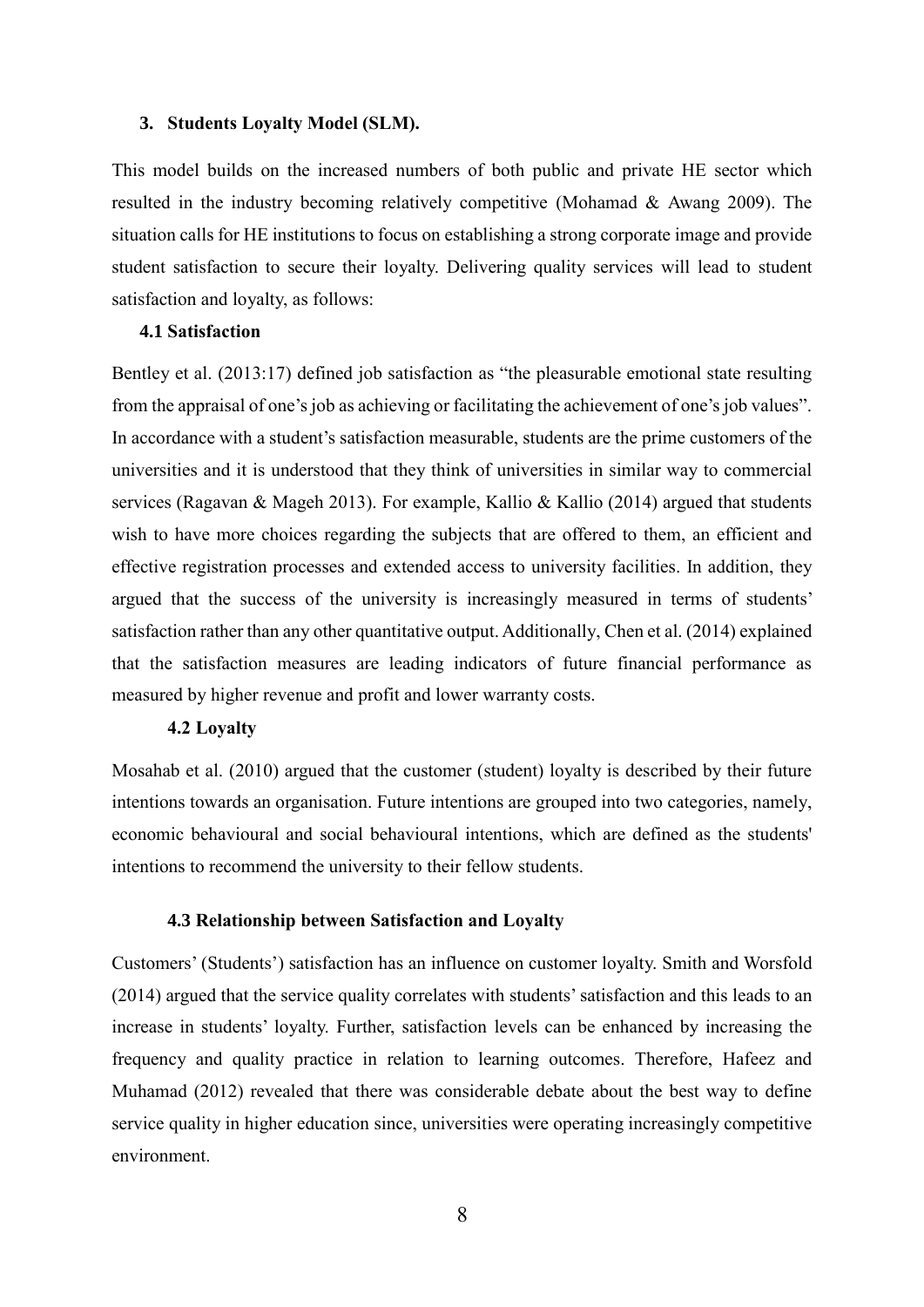### 3. Students Loyalty Model (SLM).

This model builds on the increased numbers of both public and private HE sector which resulted in the industry becoming relatively competitive (Mohamad & Awang 2009). The situation calls for HE institutions to focus on establishing a strong corporate image and provide student satisfaction to secure their loyalty. Delivering quality services will lead to student satisfaction and loyalty, as follows:

#### 4.1 Satisfaction

Bentley et al. (2013:17) defined job satisfaction as "the pleasurable emotional state resulting from the appraisal of one's job as achieving or facilitating the achievement of one's job values". In accordance with a student's satisfaction measurable, students are the prime customers of the universities and it is understood that they think of universities in similar way to commercial services (Ragavan & Mageh 2013). For example, Kallio & Kallio (2014) argued that students wish to have more choices regarding the subjects that are offered to them, an efficient and effective registration processes and extended access to university facilities. In addition, they argued that the success of the university is increasingly measured in terms of students' satisfaction rather than any other quantitative output. Additionally, Chen et al. (2014) explained that the satisfaction measures are leading indicators of future financial performance as measured by higher revenue and profit and lower warranty costs.

#### 4.2 Loyalty

Mosahab et al. (2010) argued that the customer (student) loyalty is described by their future intentions towards an organisation. Future intentions are grouped into two categories, namely, economic behavioural and social behavioural intentions, which are defined as the students' intentions to recommend the university to their fellow students.

#### 4.3 Relationship between Satisfaction and Loyalty

Customers' (Students') satisfaction has an influence on customer loyalty. Smith and Worsfold (2014) argued that the service quality correlates with students' satisfaction and this leads to an increase in students' loyalty. Further, satisfaction levels can be enhanced by increasing the frequency and quality practice in relation to learning outcomes. Therefore, Hafeez and Muhamad (2012) revealed that there was considerable debate about the best way to define service quality in higher education since, universities were operating increasingly competitive environment.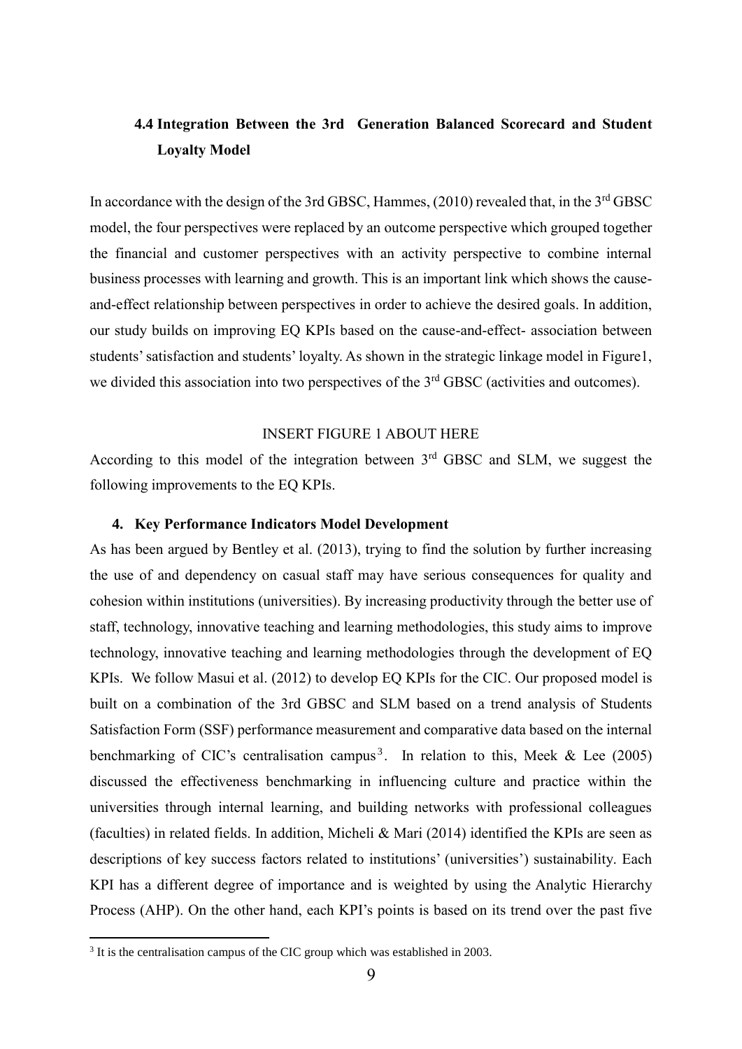### 4.4 Integration Between the 3rd Generation Balanced Scorecard and Student Loyalty Model

In accordance with the design of the 3rd GBSC, Hammes, (2010) revealed that, in the 3rd GBSC model, the four perspectives were replaced by an outcome perspective which grouped together the financial and customer perspectives with an activity perspective to combine internal business processes with learning and growth. This is an important link which shows the cause-and-effect relationship between perspectives in order to achieve the desired goals. In addition, our study builds on improving EQ KPIs based on the cause-and-effect- association between students' satisfaction and students' loyalty. As shown in the strategic linkage model in Figure1, we divided this association into two perspectives of the 3rd GBSC (activities and outcomes).

INSERT FIGURE 1 ABOUT HERE

According to this model of the integration between 3rd GBSC and SLM, we suggest the following improvements to the EQ KPIs.

### 4. Key Performance Indicators Model Development

As has been argued by Bentley et al. (2013), trying to find the solution by further increasing the use of and dependency on casual staff may have serious consequences for quality and cohesion within institutions (universities). By increasing productivity through the better use of staff, technology, innovative teaching and learning methodologies, this study aims to improve technology, innovative teaching and learning methodologies through the development of EQ KPIs. We follow Masui et al. (2012) to develop EQ KPIs for the CIC. Our proposed model is built on a combination of the 3rd GBSC and SLM based on a trend analysis of Students Satisfaction Form (SSF) performance measurement and comparative data based on the internal benchmarking of CIC's centralisation campus[3]. In relation to this, Meek & Lee (2005) discussed the effectiveness benchmarking in influencing culture and practice within the universities through internal learning, and building networks with professional colleagues (faculties) in related fields. In addition, Micheli & Mari (2014) identified the KPIs are seen as descriptions of key success factors related to institutions' (universities') sustainability. Each KPI has a different degree of importance and is weighted by using the Analytic Hierarchy Process (AHP). On the other hand, each KPI's points is based on its trend over the past five

[3] It is the centralisation campus of the CIC group which was established in 2003.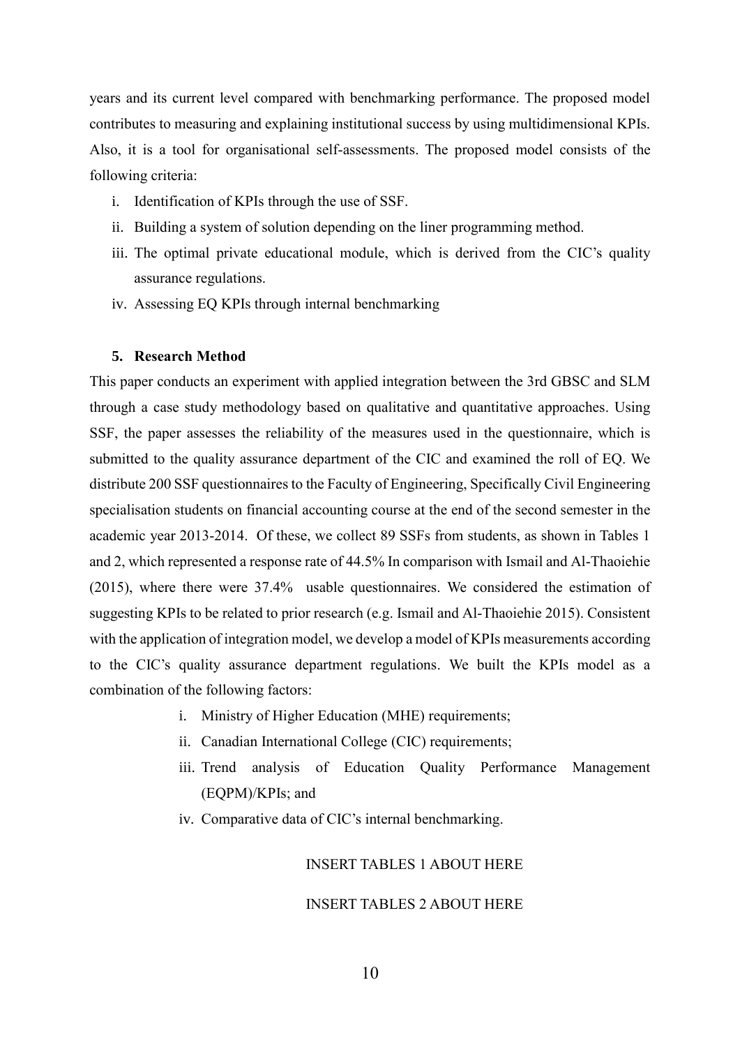years and its current level compared with benchmarking performance. The proposed model contributes to measuring and explaining institutional success by using multidimensional KPIs. Also, it is a tool for organisational self-assessments. The proposed model consists of the following criteria:

i. Identification of KPIs through the use of SSF.
ii. Building a system of solution depending on the liner programming method.
iii. The optimal private educational module, which is derived from the CIC's quality assurance regulations.
iv. Assessing EQ KPIs through internal benchmarking

## 5. Research Method

This paper conducts an experiment with applied integration between the 3rd GBSC and SLM through a case study methodology based on qualitative and quantitative approaches. Using SSF, the paper assesses the reliability of the measures used in the questionnaire, which is submitted to the quality assurance department of the CIC and examined the roll of EQ. We distribute 200 SSF questionnaires to the Faculty of Engineering, Specifically Civil Engineering specialisation students on financial accounting course at the end of the second semester in the academic year 2013-2014. Of these, we collect 89 SSFs from students, as shown in Tables 1 and 2, which represented a response rate of 44.5% In comparison with Ismail and Al-Thaoiehie (2015), where there were 37.4% usable questionnaires. We considered the estimation of suggesting KPIs to be related to prior research (e.g. Ismail and Al-Thaoiehie 2015). Consistent with the application of integration model, we develop a model of KPIs measurements according to the CIC's quality assurance department regulations. We built the KPIs model as a combination of the following factors:

i. Ministry of Higher Education (MHE) requirements;
ii. Canadian International College (CIC) requirements;
iii. Trend analysis of Education Quality Performance Management (EQPM)/KPIs; and
iv. Comparative data of CIC's internal benchmarking.

INSERT TABLES 1 ABOUT HERE

INSERT TABLES 2 ABOUT HERE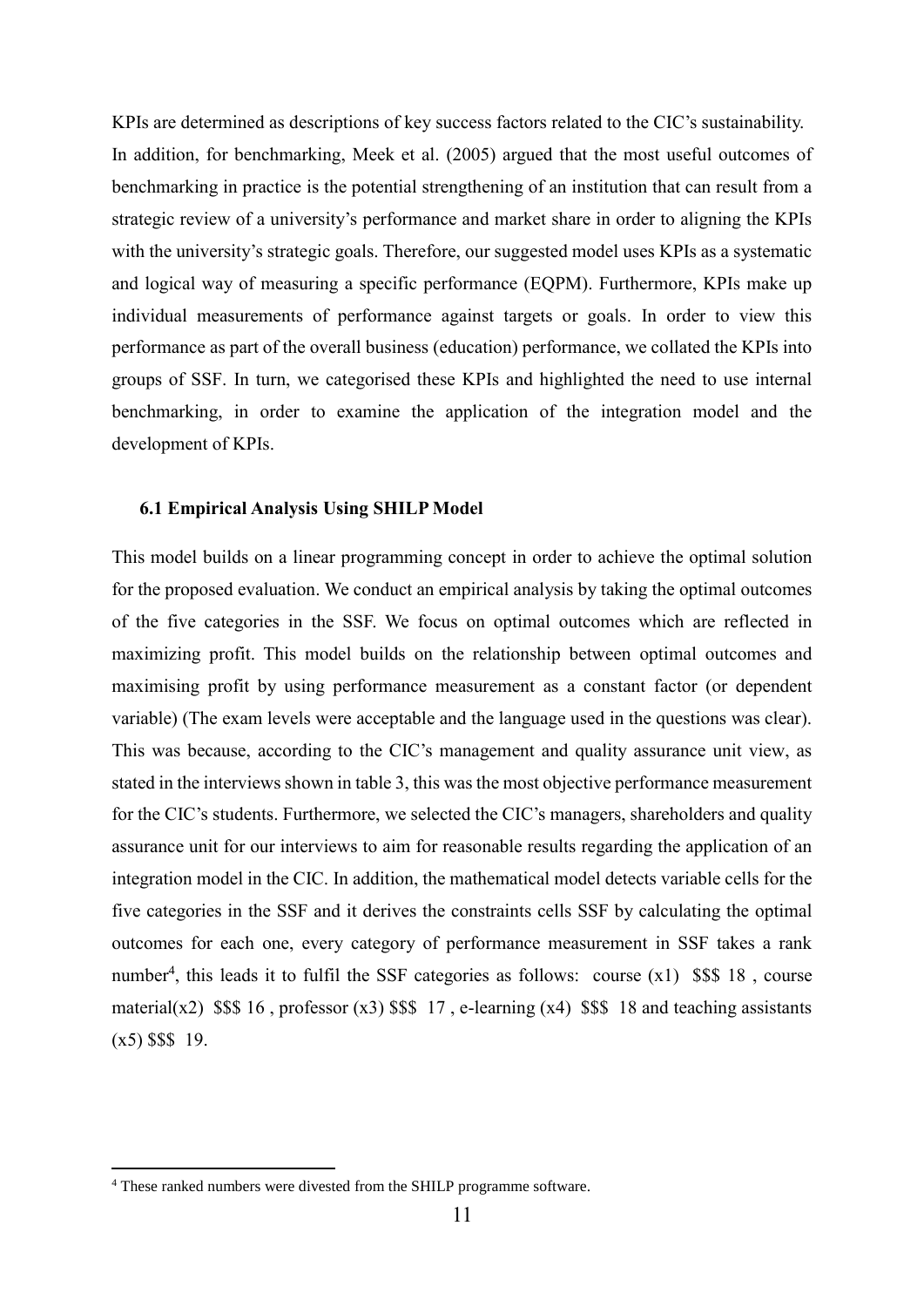KPIs are determined as descriptions of key success factors related to the CIC's sustainability. In addition, for benchmarking, Meek et al. (2005) argued that the most useful outcomes of benchmarking in practice is the potential strengthening of an institution that can result from a strategic review of a university's performance and market share in order to aligning the KPIs with the university's strategic goals. Therefore, our suggested model uses KPIs as a systematic and logical way of measuring a specific performance (EQPM). Furthermore, KPIs make up individual measurements of performance against targets or goals. In order to view this performance as part of the overall business (education) performance, we collated the KPIs into groups of SSF. In turn, we categorised these KPIs and highlighted the need to use internal benchmarking, in order to examine the application of the integration model and the development of KPIs.

### 6.1 Empirical Analysis Using SHILP Model

This model builds on a linear programming concept in order to achieve the optimal solution for the proposed evaluation. We conduct an empirical analysis by taking the optimal outcomes of the five categories in the SSF. We focus on optimal outcomes which are reflected in maximizing profit. This model builds on the relationship between optimal outcomes and maximising profit by using performance measurement as a constant factor (or dependent variable) (The exam levels were acceptable and the language used in the questions was clear). This was because, according to the CIC's management and quality assurance unit view, as stated in the interviews shown in table 3, this was the most objective performance measurement for the CIC's students. Furthermore, we selected the CIC's managers, shareholders and quality assurance unit for our interviews to aim for reasonable results regarding the application of an integration model in the CIC. In addition, the mathematical model detects variable cells for the five categories in the SSF and it derives the constraints cells SSF by calculating the optimal outcomes for each one, every category of performance measurement in SSF takes a rank number[4], this leads it to fulfil the SSF categories as follows: course (x1) $$$ 18 , course material(x2) $$$ 16 , professor (x3) $$$ 17 , e-learning (x4) $$$ 18 and teaching assistants (x5) $$$ 19.

---

[4] These ranked numbers were divested from the SHILP programme software.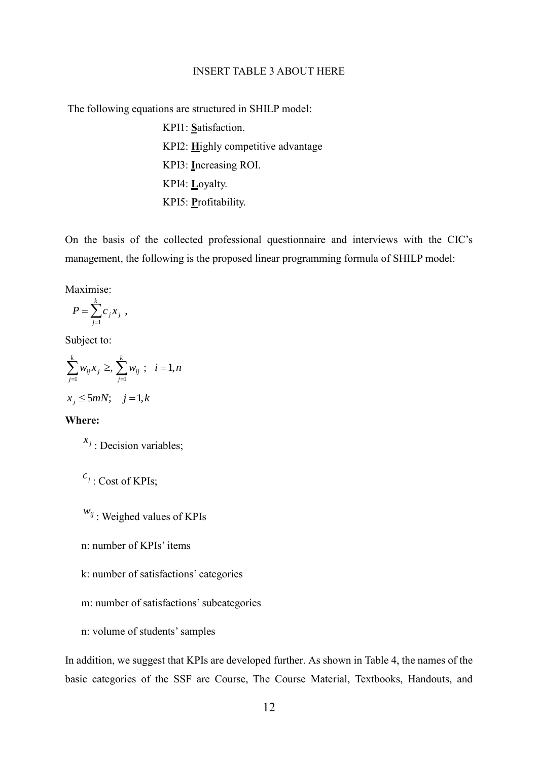INSERT TABLE 3 ABOUT HERE

The following equations are structured in SHILP model:

KPI1: **S**atisfaction.

KPI2: **H**ighly competitive advantage

KPI3: **I**ncreasing ROI.

KPI4: **L**oyalty.

KPI5: **P**rofitability.

On the basis of the collected professional questionnaire and interviews with the CIC's management, the following is the proposed linear programming formula of SHILP model:

Maximise:

$$P = \sum_{j=1}^{k} c_j x_j \ ,$$

Subject to:

$$\sum_{j=1}^{k} w_{ij} x_j \geq, \sum_{j=1}^{k} w_{ij} \ ; \quad i = 1, n$$

$$x_j \leq 5mN; \quad j = 1, k$$

**Where:**

$x_j$ : Decision variables;

$c_j$ : Cost of KPIs;

$w_{ij}$ : Weighed values of KPIs

n: number of KPIs' items

k: number of satisfactions' categories

m: number of satisfactions' subcategories

n: volume of students' samples

In addition, we suggest that KPIs are developed further. As shown in Table 4, the names of the basic categories of the SSF are Course, The Course Material, Textbooks, Handouts, and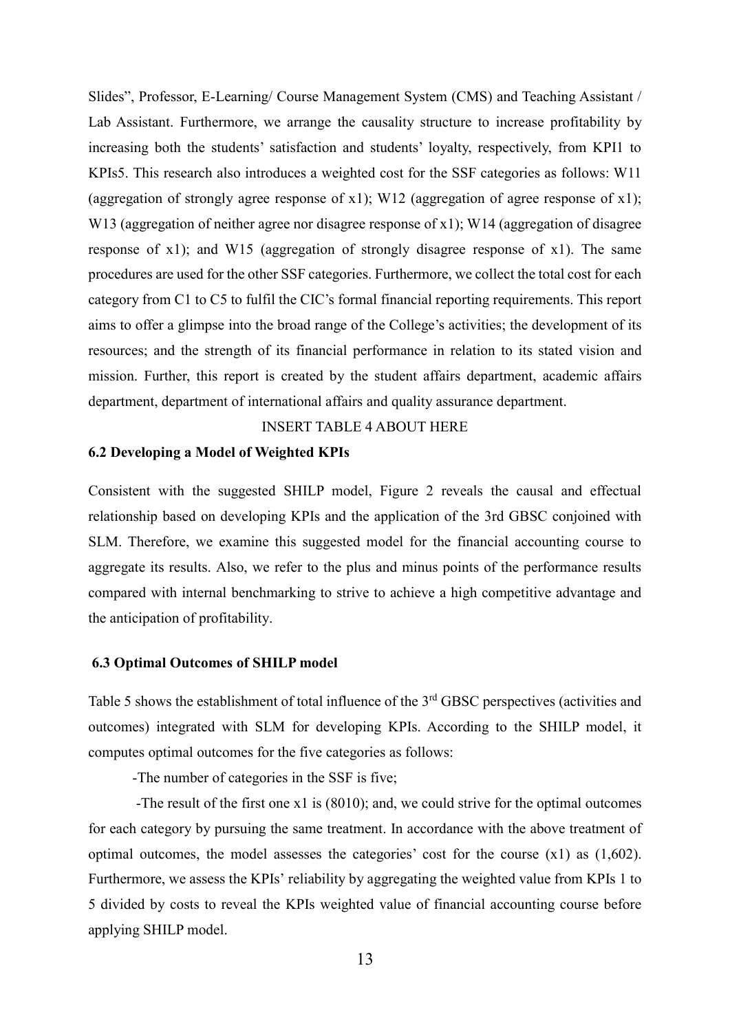Slides", Professor, E-Learning/ Course Management System (CMS) and Teaching Assistant / Lab Assistant. Furthermore, we arrange the causality structure to increase profitability by increasing both the students' satisfaction and students' loyalty, respectively, from KPI1 to KPIs5. This research also introduces a weighted cost for the SSF categories as follows: W11 (aggregation of strongly agree response of x1); W12 (aggregation of agree response of x1); W13 (aggregation of neither agree nor disagree response of x1); W14 (aggregation of disagree response of x1); and W15 (aggregation of strongly disagree response of x1). The same procedures are used for the other SSF categories. Furthermore, we collect the total cost for each category from C1 to C5 to fulfil the CIC's formal financial reporting requirements. This report aims to offer a glimpse into the broad range of the College's activities; the development of its resources; and the strength of its financial performance in relation to its stated vision and mission. Further, this report is created by the student affairs department, academic affairs department, department of international affairs and quality assurance department.

INSERT TABLE 4 ABOUT HERE

### 6.2 Developing a Model of Weighted KPIs

Consistent with the suggested SHILP model, Figure 2 reveals the causal and effectual relationship based on developing KPIs and the application of the 3rd GBSC conjoined with SLM. Therefore, we examine this suggested model for the financial accounting course to aggregate its results. Also, we refer to the plus and minus points of the performance results compared with internal benchmarking to strive to achieve a high competitive advantage and the anticipation of profitability.

### 6.3 Optimal Outcomes of SHILP model

Table 5 shows the establishment of total influence of the 3rd GBSC perspectives (activities and outcomes) integrated with SLM for developing KPIs. According to the SHILP model, it computes optimal outcomes for the five categories as follows:

-The number of categories in the SSF is five;

-The result of the first one x1 is (8010); and, we could strive for the optimal outcomes for each category by pursuing the same treatment. In accordance with the above treatment of optimal outcomes, the model assesses the categories' cost for the course (x1) as (1,602). Furthermore, we assess the KPIs' reliability by aggregating the weighted value from KPIs 1 to 5 divided by costs to reveal the KPIs weighted value of financial accounting course before applying SHILP model.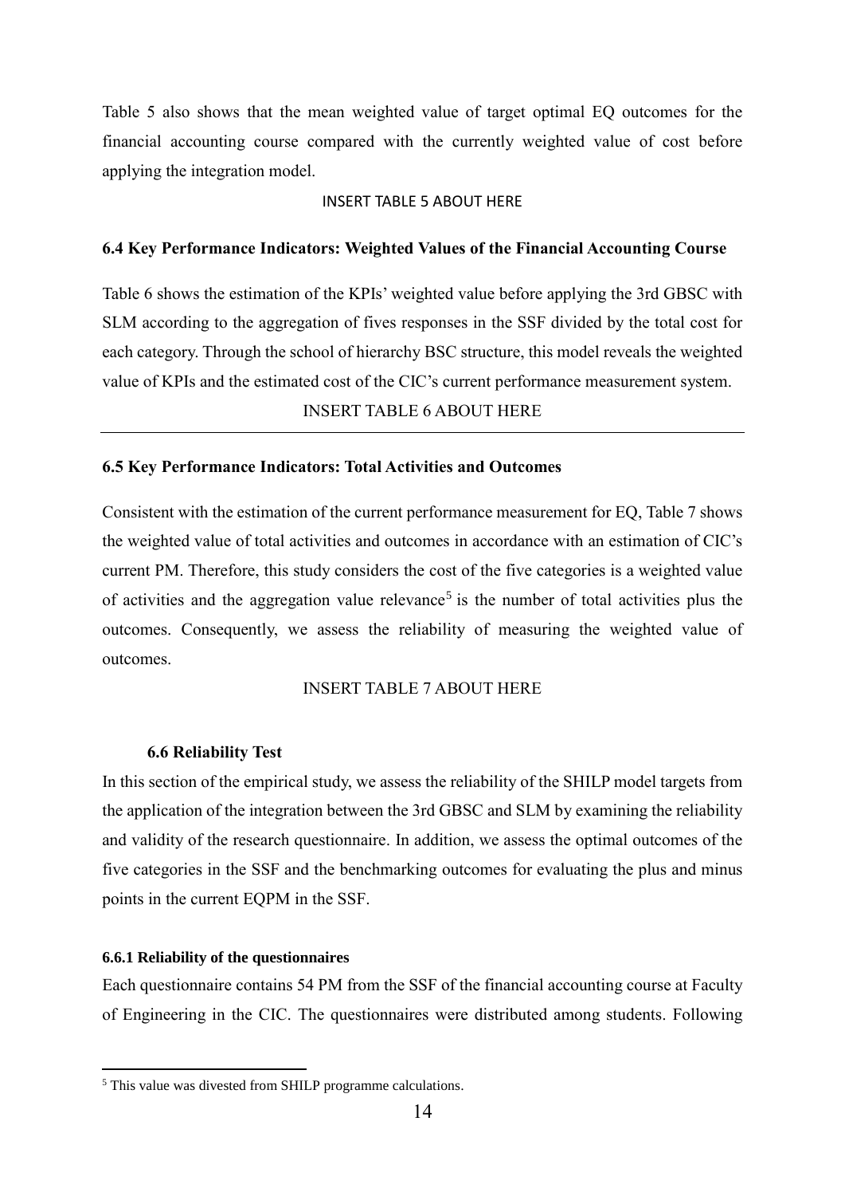Table 5 also shows that the mean weighted value of target optimal EQ outcomes for the financial accounting course compared with the currently weighted value of cost before applying the integration model.

INSERT TABLE 5 ABOUT HERE

### 6.4 Key Performance Indicators: Weighted Values of the Financial Accounting Course

Table 6 shows the estimation of the KPIs' weighted value before applying the 3rd GBSC with SLM according to the aggregation of fives responses in the SSF divided by the total cost for each category. Through the school of hierarchy BSC structure, this model reveals the weighted value of KPIs and the estimated cost of the CIC's current performance measurement system.

INSERT TABLE 6 ABOUT HERE

---

### 6.5 Key Performance Indicators: Total Activities and Outcomes

Consistent with the estimation of the current performance measurement for EQ, Table 7 shows the weighted value of total activities and outcomes in accordance with an estimation of CIC's current PM. Therefore, this study considers the cost of the five categories is a weighted value of activities and the aggregation value relevance[5] is the number of total activities plus the outcomes. Consequently, we assess the reliability of measuring the weighted value of outcomes.

INSERT TABLE 7 ABOUT HERE

### 6.6 Reliability Test

In this section of the empirical study, we assess the reliability of the SHILP model targets from the application of the integration between the 3rd GBSC and SLM by examining the reliability and validity of the research questionnaire. In addition, we assess the optimal outcomes of the five categories in the SSF and the benchmarking outcomes for evaluating the plus and minus points in the current EQPM in the SSF.

#### 6.6.1 Reliability of the questionnaires

Each questionnaire contains 54 PM from the SSF of the financial accounting course at Faculty of Engineering in the CIC. The questionnaires were distributed among students. Following

[5] This value was divested from SHILP programme calculations.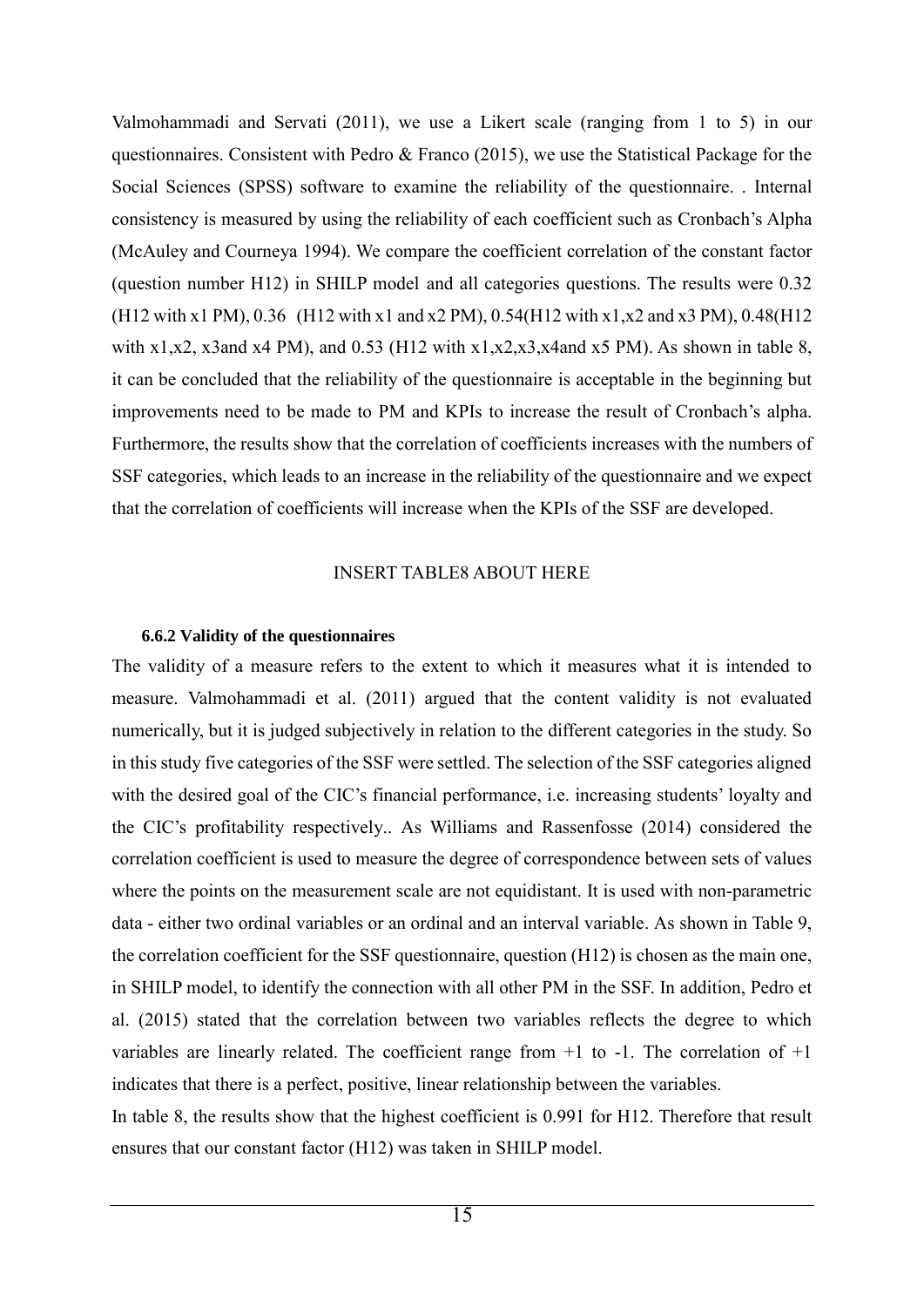Valmohammadi and Servati (2011), we use a Likert scale (ranging from 1 to 5) in our questionnaires. Consistent with Pedro & Franco (2015), we use the Statistical Package for the Social Sciences (SPSS) software to examine the reliability of the questionnaire. . Internal consistency is measured by using the reliability of each coefficient such as Cronbach's Alpha (McAuley and Courneya 1994). We compare the coefficient correlation of the constant factor (question number H12) in SHILP model and all categories questions. The results were 0.32 (H12 with x1 PM), 0.36 (H12 with x1 and x2 PM), 0.54(H12 with x1,x2 and x3 PM), 0.48(H12 with x1,x2, x3and x4 PM), and 0.53 (H12 with x1,x2,x3,x4and x5 PM). As shown in table 8, it can be concluded that the reliability of the questionnaire is acceptable in the beginning but improvements need to be made to PM and KPIs to increase the result of Cronbach's alpha. Furthermore, the results show that the correlation of coefficients increases with the numbers of SSF categories, which leads to an increase in the reliability of the questionnaire and we expect that the correlation of coefficients will increase when the KPIs of the SSF are developed.

INSERT TABLE8 ABOUT HERE

#### 6.6.2 Validity of the questionnaires

The validity of a measure refers to the extent to which it measures what it is intended to measure. Valmohammadi et al. (2011) argued that the content validity is not evaluated numerically, but it is judged subjectively in relation to the different categories in the study. So in this study five categories of the SSF were settled. The selection of the SSF categories aligned with the desired goal of the CIC's financial performance, i.e. increasing students' loyalty and the CIC's profitability respectively.. As Williams and Rassenfosse (2014) considered the correlation coefficient is used to measure the degree of correspondence between sets of values where the points on the measurement scale are not equidistant. It is used with non-parametric data - either two ordinal variables or an ordinal and an interval variable. As shown in Table 9, the correlation coefficient for the SSF questionnaire, question (H12) is chosen as the main one, in SHILP model, to identify the connection with all other PM in the SSF. In addition, Pedro et al. (2015) stated that the correlation between two variables reflects the degree to which variables are linearly related. The coefficient range from +1 to -1. The correlation of +1 indicates that there is a perfect, positive, linear relationship between the variables.

In table 8, the results show that the highest coefficient is 0.991 for H12. Therefore that result ensures that our constant factor (H12) was taken in SHILP model.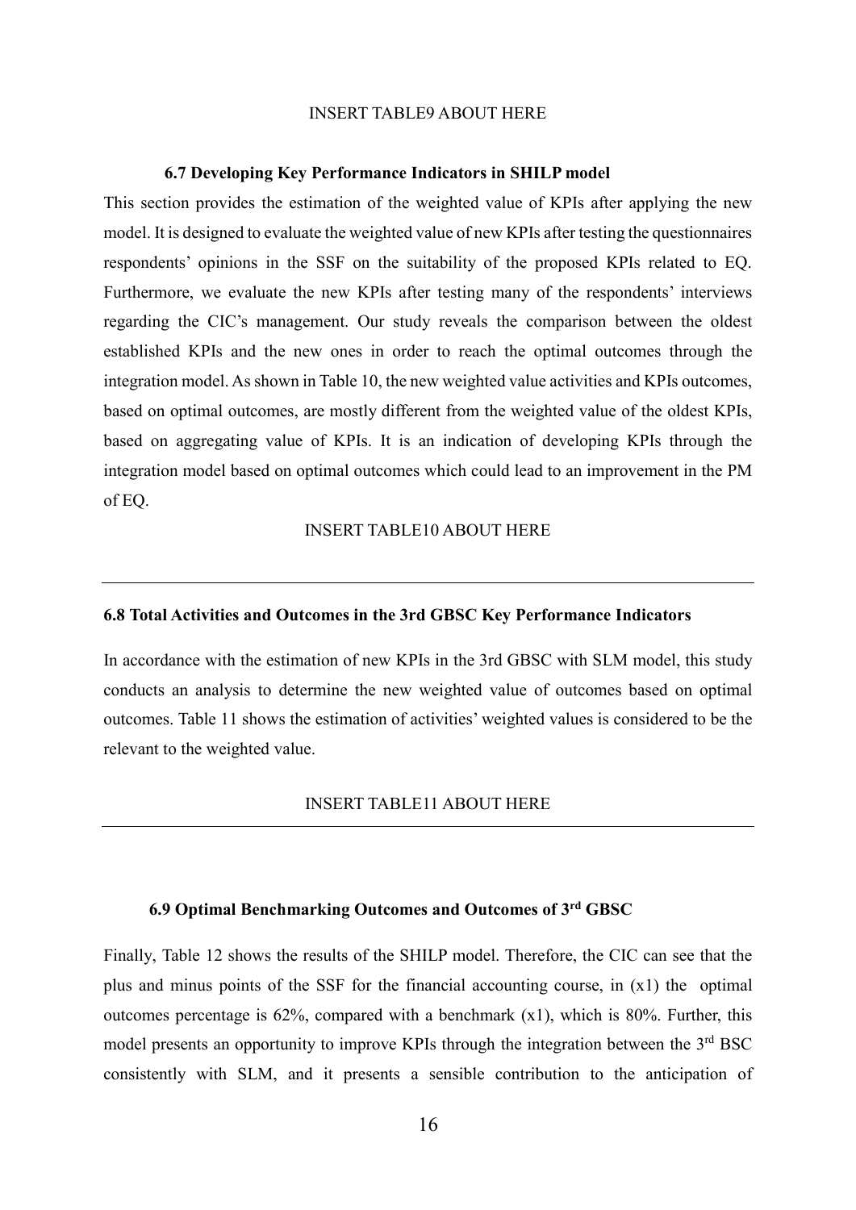INSERT TABLE9 ABOUT HERE

### 6.7 Developing Key Performance Indicators in SHILP model

This section provides the estimation of the weighted value of KPIs after applying the new model. It is designed to evaluate the weighted value of new KPIs after testing the questionnaires respondents' opinions in the SSF on the suitability of the proposed KPIs related to EQ. Furthermore, we evaluate the new KPIs after testing many of the respondents' interviews regarding the CIC's management. Our study reveals the comparison between the oldest established KPIs and the new ones in order to reach the optimal outcomes through the integration model. As shown in Table 10, the new weighted value activities and KPIs outcomes, based on optimal outcomes, are mostly different from the weighted value of the oldest KPIs, based on aggregating value of KPIs. It is an indication of developing KPIs through the integration model based on optimal outcomes which could lead to an improvement in the PM of EQ.

INSERT TABLE10 ABOUT HERE

---

### 6.8 Total Activities and Outcomes in the 3rd GBSC Key Performance Indicators

In accordance with the estimation of new KPIs in the 3rd GBSC with SLM model, this study conducts an analysis to determine the new weighted value of outcomes based on optimal outcomes. Table 11 shows the estimation of activities' weighted values is considered to be the relevant to the weighted value.

INSERT TABLE11 ABOUT HERE

---

### 6.9 Optimal Benchmarking Outcomes and Outcomes of 3rd GBSC

Finally, Table 12 shows the results of the SHILP model. Therefore, the CIC can see that the plus and minus points of the SSF for the financial accounting course, in (x1) the optimal outcomes percentage is 62%, compared with a benchmark (x1), which is 80%. Further, this model presents an opportunity to improve KPIs through the integration between the 3rd BSC consistently with SLM, and it presents a sensible contribution to the anticipation of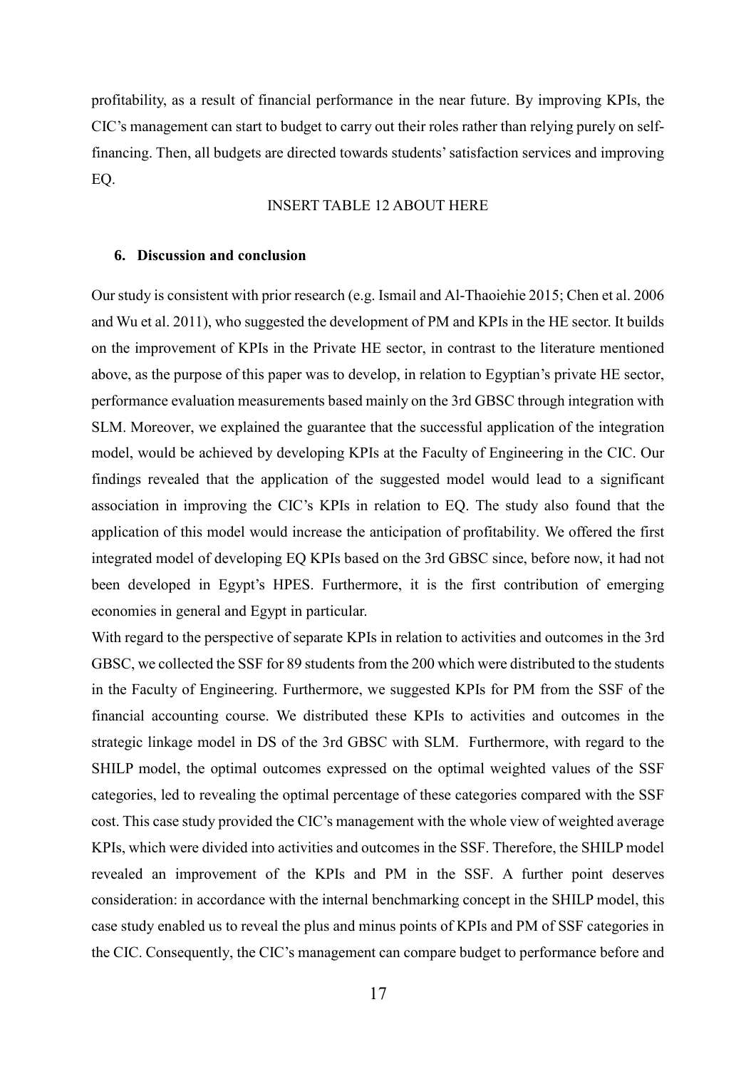profitability, as a result of financial performance in the near future. By improving KPIs, the CIC's management can start to budget to carry out their roles rather than relying purely on self-financing. Then, all budgets are directed towards students' satisfaction services and improving EQ.

INSERT TABLE 12 ABOUT HERE

## 6. Discussion and conclusion

Our study is consistent with prior research (e.g. Ismail and Al-Thaoiehie 2015; Chen et al. 2006 and Wu et al. 2011), who suggested the development of PM and KPIs in the HE sector. It builds on the improvement of KPIs in the Private HE sector, in contrast to the literature mentioned above, as the purpose of this paper was to develop, in relation to Egyptian's private HE sector, performance evaluation measurements based mainly on the 3rd GBSC through integration with SLM. Moreover, we explained the guarantee that the successful application of the integration model, would be achieved by developing KPIs at the Faculty of Engineering in the CIC. Our findings revealed that the application of the suggested model would lead to a significant association in improving the CIC's KPIs in relation to EQ. The study also found that the application of this model would increase the anticipation of profitability. We offered the first integrated model of developing EQ KPIs based on the 3rd GBSC since, before now, it had not been developed in Egypt's HPES. Furthermore, it is the first contribution of emerging economies in general and Egypt in particular.

With regard to the perspective of separate KPIs in relation to activities and outcomes in the 3rd GBSC, we collected the SSF for 89 students from the 200 which were distributed to the students in the Faculty of Engineering. Furthermore, we suggested KPIs for PM from the SSF of the financial accounting course. We distributed these KPIs to activities and outcomes in the strategic linkage model in DS of the 3rd GBSC with SLM. Furthermore, with regard to the SHILP model, the optimal outcomes expressed on the optimal weighted values of the SSF categories, led to revealing the optimal percentage of these categories compared with the SSF cost. This case study provided the CIC's management with the whole view of weighted average KPIs, which were divided into activities and outcomes in the SSF. Therefore, the SHILP model revealed an improvement of the KPIs and PM in the SSF. A further point deserves consideration: in accordance with the internal benchmarking concept in the SHILP model, this case study enabled us to reveal the plus and minus points of KPIs and PM of SSF categories in the CIC. Consequently, the CIC's management can compare budget to performance before and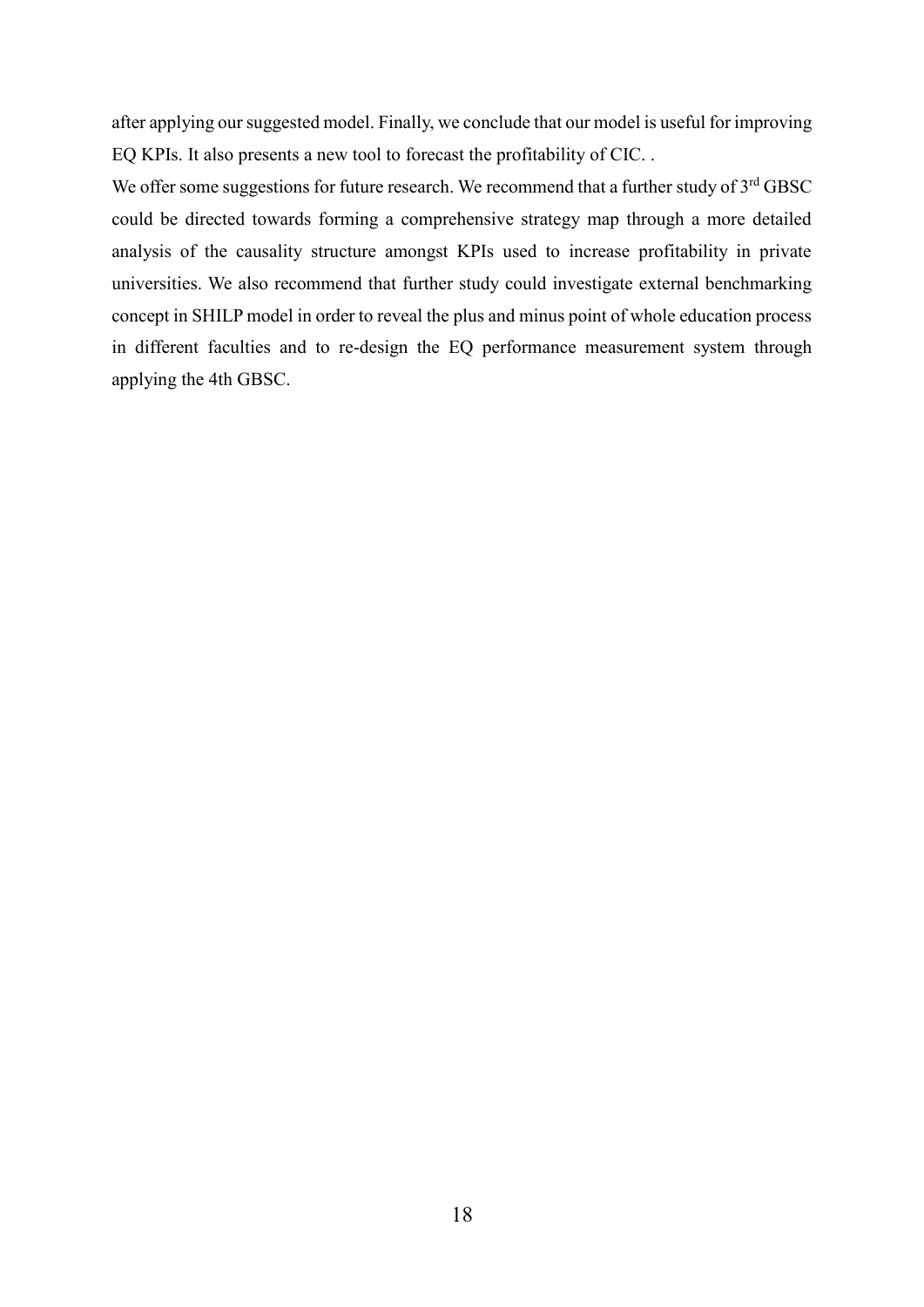after applying our suggested model. Finally, we conclude that our model is useful for improving EQ KPIs. It also presents a new tool to forecast the profitability of CIC. .

We offer some suggestions for future research. We recommend that a further study of 3rd GBSC could be directed towards forming a comprehensive strategy map through a more detailed analysis of the causality structure amongst KPIs used to increase profitability in private universities. We also recommend that further study could investigate external benchmarking concept in SHILP model in order to reveal the plus and minus point of whole education process in different faculties and to re-design the EQ performance measurement system through applying the 4th GBSC.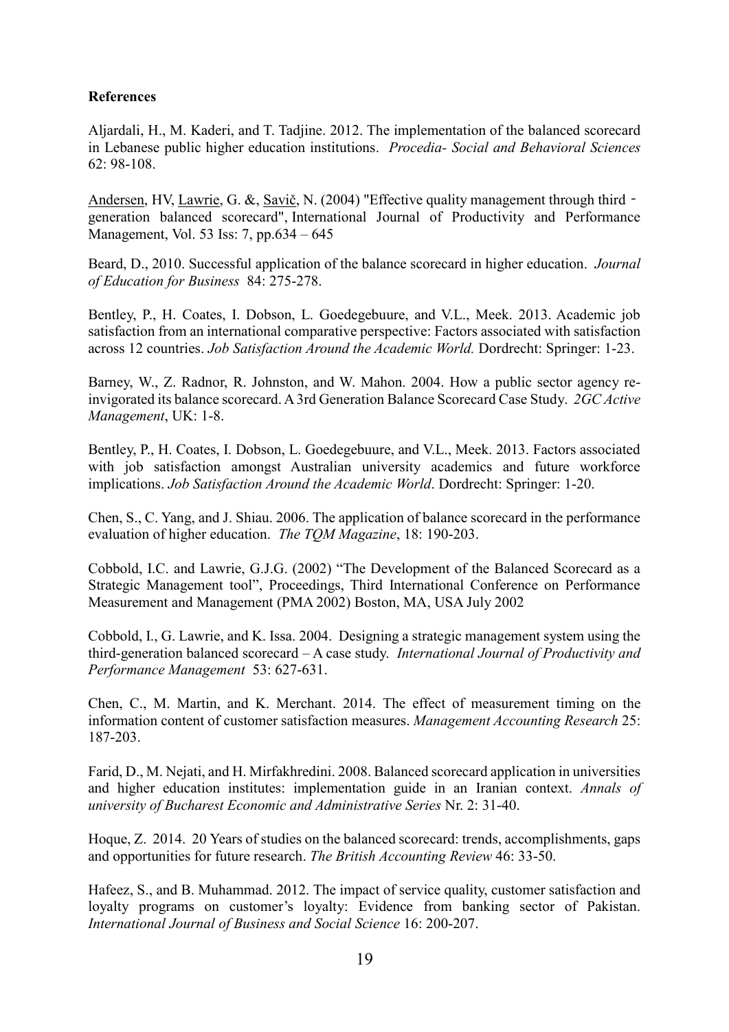**References**

Aljardali, H., M. Kaderi, and T. Tadjine. 2012. The implementation of the balanced scorecard in Lebanese public higher education institutions. *Procedia- Social and Behavioral Sciences* 62: 98-108.

Andersen, HV, Lawrie, G. &, Savič, N. (2004) "Effective quality management through third‐generation balanced scorecard", International Journal of Productivity and Performance Management, Vol. 53 Iss: 7, pp.634 – 645

Beard, D., 2010. Successful application of the balance scorecard in higher education. *Journal of Education for Business* 84: 275-278.

Bentley, P., H. Coates, I. Dobson, L. Goedegebuure, and V.L., Meek. 2013. Academic job satisfaction from an international comparative perspective: Factors associated with satisfaction across 12 countries. *Job Satisfaction Around the Academic World.* Dordrecht: Springer: 1-23.

Barney, W., Z. Radnor, R. Johnston, and W. Mahon. 2004. How a public sector agency re-invigorated its balance scorecard. A 3rd Generation Balance Scorecard Case Study. *2GC Active Management*, UK: 1-8.

Bentley, P., H. Coates, I. Dobson, L. Goedegebuure, and V.L., Meek. 2013. Factors associated with job satisfaction amongst Australian university academics and future workforce implications. *Job Satisfaction Around the Academic World*. Dordrecht: Springer: 1-20.

Chen, S., C. Yang, and J. Shiau. 2006. The application of balance scorecard in the performance evaluation of higher education. *The TQM Magazine*, 18: 190-203.

Cobbold, I.C. and Lawrie, G.J.G. (2002) "The Development of the Balanced Scorecard as a Strategic Management tool", Proceedings, Third International Conference on Performance Measurement and Management (PMA 2002) Boston, MA, USA July 2002

Cobbold, I., G. Lawrie, and K. Issa. 2004. Designing a strategic management system using the third-generation balanced scorecard – A case study. *International Journal of Productivity and Performance Management* 53: 627-631.

Chen, C., M. Martin, and K. Merchant. 2014. The effect of measurement timing on the information content of customer satisfaction measures. *Management Accounting Research* 25: 187-203.

Farid, D., M. Nejati, and H. Mirfakhredini. 2008. Balanced scorecard application in universities and higher education institutes: implementation guide in an Iranian context. *Annals of university of Bucharest Economic and Administrative Series* Nr. 2: 31-40.

Hoque, Z. 2014. 20 Years of studies on the balanced scorecard: trends, accomplishments, gaps and opportunities for future research. *The British Accounting Review* 46: 33-50.

Hafeez, S., and B. Muhammad. 2012. The impact of service quality, customer satisfaction and loyalty programs on customer's loyalty: Evidence from banking sector of Pakistan. *International Journal of Business and Social Science* 16: 200-207.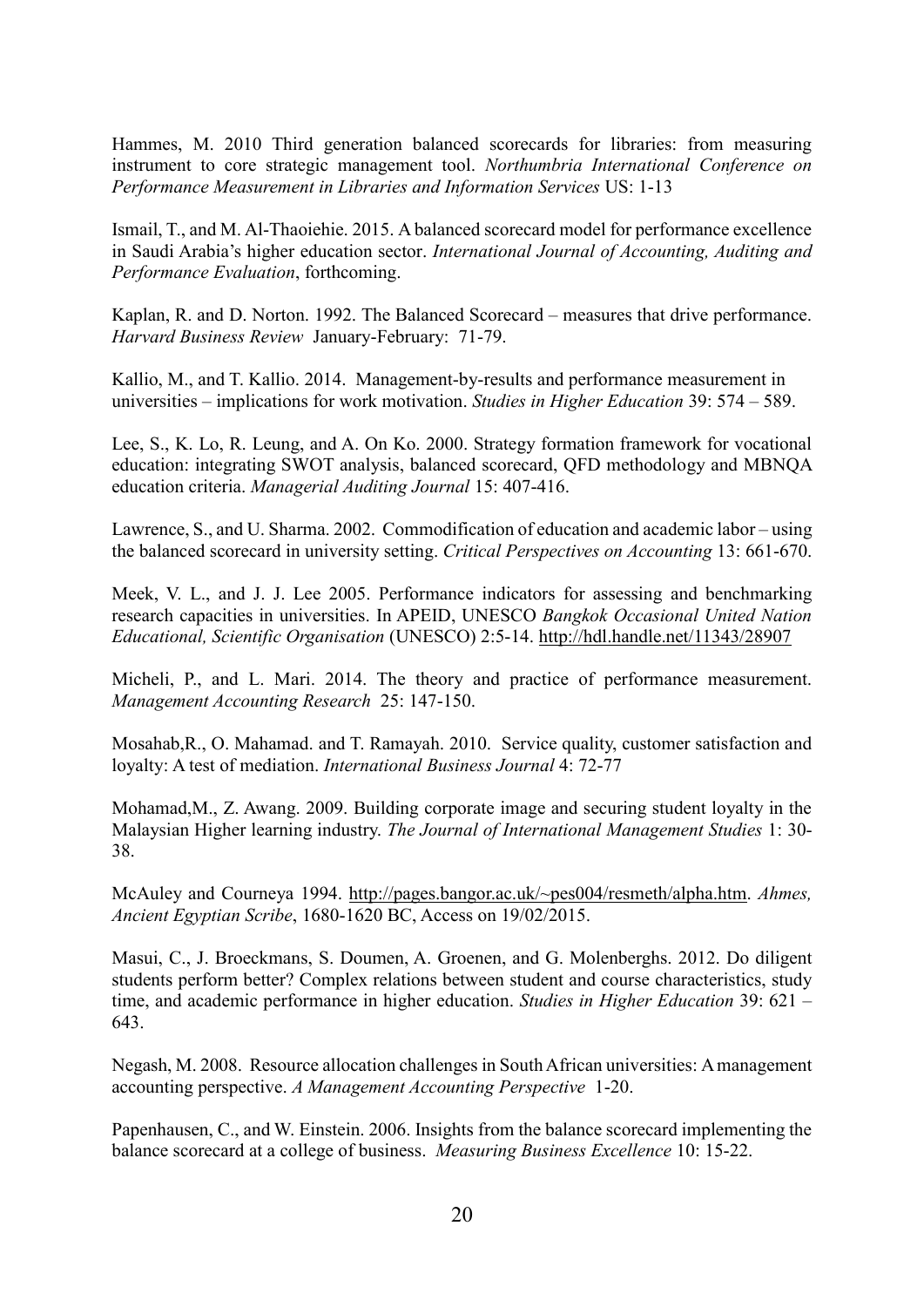Hammes, M. 2010 Third generation balanced scorecards for libraries: from measuring instrument to core strategic management tool. *Northumbria International Conference on Performance Measurement in Libraries and Information Services* US: 1-13

Ismail, T., and M. Al-Thaoiehie. 2015. A balanced scorecard model for performance excellence in Saudi Arabia's higher education sector. *International Journal of Accounting, Auditing and Performance Evaluation*, forthcoming.

Kaplan, R. and D. Norton. 1992. The Balanced Scorecard – measures that drive performance. *Harvard Business Review* January-February: 71-79.

Kallio, M., and T. Kallio. 2014. Management-by-results and performance measurement in universities – implications for work motivation. *Studies in Higher Education* 39: 574 – 589.

Lee, S., K. Lo, R. Leung, and A. On Ko. 2000. Strategy formation framework for vocational education: integrating SWOT analysis, balanced scorecard, QFD methodology and MBNQA education criteria. *Managerial Auditing Journal* 15: 407-416.

Lawrence, S., and U. Sharma. 2002. Commodification of education and academic labor – using the balanced scorecard in university setting. *Critical Perspectives on Accounting* 13: 661-670.

Meek, V. L., and J. J. Lee 2005. Performance indicators for assessing and benchmarking research capacities in universities. In APEID, UNESCO *Bangkok Occasional United Nation Educational, Scientific Organisation* (UNESCO) 2:5-14. http://hdl.handle.net/11343/28907

Micheli, P., and L. Mari. 2014. The theory and practice of performance measurement. *Management Accounting Research* 25: 147-150.

Mosahab,R., O. Mahamad. and T. Ramayah. 2010. Service quality, customer satisfaction and loyalty: A test of mediation. *International Business Journal* 4: 72-77

Mohamad,M., Z. Awang. 2009. Building corporate image and securing student loyalty in the Malaysian Higher learning industry. *The Journal of International Management Studies* 1: 30-38.

McAuley and Courneya 1994. http://pages.bangor.ac.uk/~pes004/resmeth/alpha.htm. *Ahmes, Ancient Egyptian Scribe*, 1680-1620 BC, Access on 19/02/2015.

Masui, C., J. Broeckmans, S. Doumen, A. Groenen, and G. Molenberghs. 2012. Do diligent students perform better? Complex relations between student and course characteristics, study time, and academic performance in higher education. *Studies in Higher Education* 39: 621 – 643.

Negash, M. 2008. Resource allocation challenges in South African universities: A management accounting perspective. *A Management Accounting Perspective* 1-20.

Papenhausen, C., and W. Einstein. 2006. Insights from the balance scorecard implementing the balance scorecard at a college of business. *Measuring Business Excellence* 10: 15-22.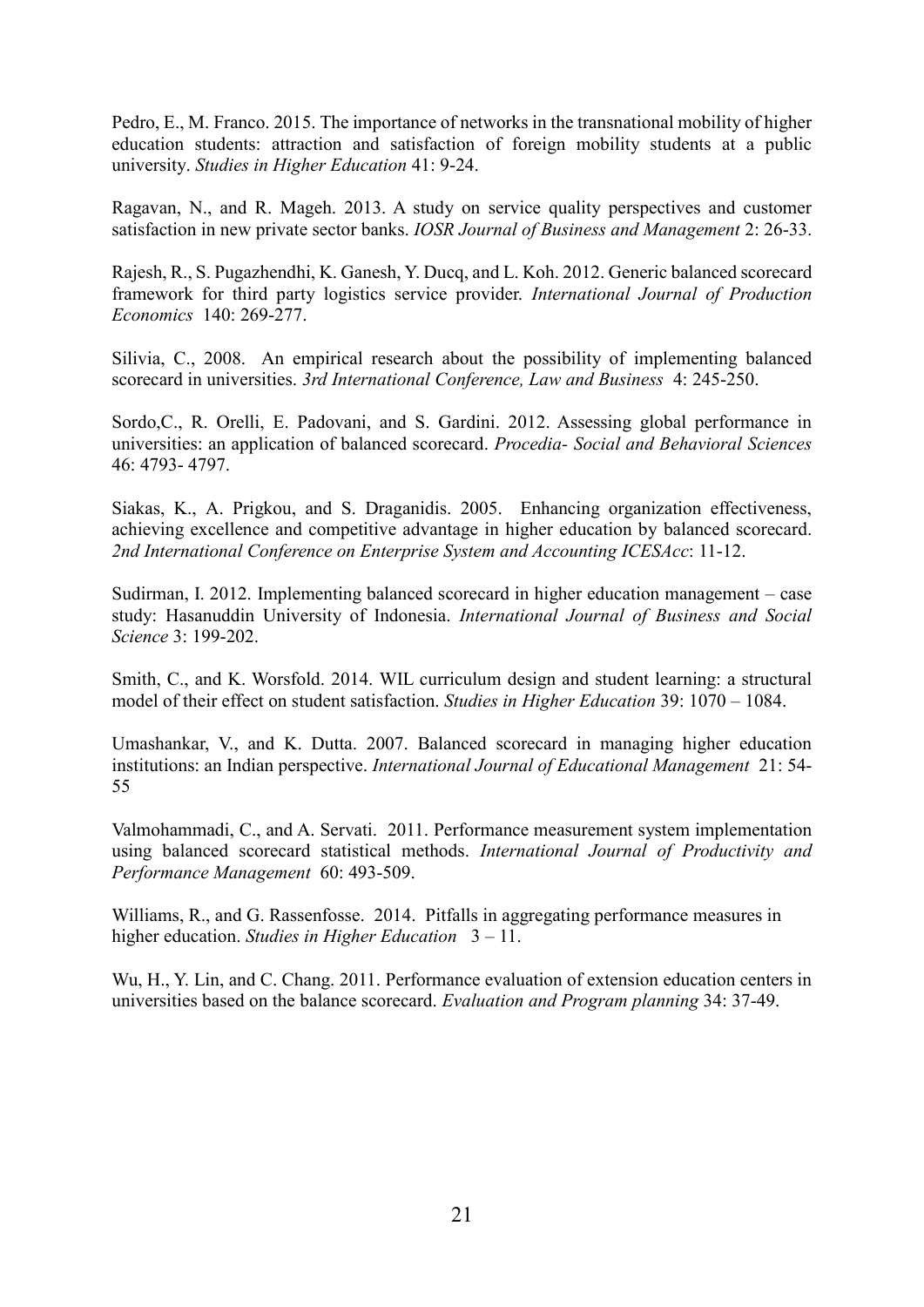Pedro, E., M. Franco. 2015. The importance of networks in the transnational mobility of higher education students: attraction and satisfaction of foreign mobility students at a public university. *Studies in Higher Education* 41: 9-24.

Ragavan, N., and R. Mageh. 2013. A study on service quality perspectives and customer satisfaction in new private sector banks. *IOSR Journal of Business and Management* 2: 26-33.

Rajesh, R., S. Pugazhendhi, K. Ganesh, Y. Ducq, and L. Koh. 2012. Generic balanced scorecard framework for third party logistics service provider. *International Journal of Production Economics* 140: 269-277.

Silivia, C., 2008. An empirical research about the possibility of implementing balanced scorecard in universities. *3rd International Conference, Law and Business* 4: 245-250.

Sordo,C., R. Orelli, E. Padovani, and S. Gardini. 2012. Assessing global performance in universities: an application of balanced scorecard. *Procedia- Social and Behavioral Sciences* 46: 4793- 4797.

Siakas, K., A. Prigkou, and S. Draganidis. 2005. Enhancing organization effectiveness, achieving excellence and competitive advantage in higher education by balanced scorecard. *2nd International Conference on Enterprise System and Accounting ICESAcc*: 11-12.

Sudirman, I. 2012. Implementing balanced scorecard in higher education management – case study: Hasanuddin University of Indonesia. *International Journal of Business and Social Science* 3: 199-202.

Smith, C., and K. Worsfold. 2014. WIL curriculum design and student learning: a structural model of their effect on student satisfaction. *Studies in Higher Education* 39: 1070 – 1084.

Umashankar, V., and K. Dutta. 2007. Balanced scorecard in managing higher education institutions: an Indian perspective. *International Journal of Educational Management* 21: 54-55

Valmohammadi, C., and A. Servati. 2011. Performance measurement system implementation using balanced scorecard statistical methods. *International Journal of Productivity and Performance Management* 60: 493-509.

Williams, R., and G. Rassenfosse. 2014. Pitfalls in aggregating performance measures in higher education. *Studies in Higher Education* 3 – 11.

Wu, H., Y. Lin, and C. Chang. 2011. Performance evaluation of extension education centers in universities based on the balance scorecard. *Evaluation and Program planning* 34: 37-49.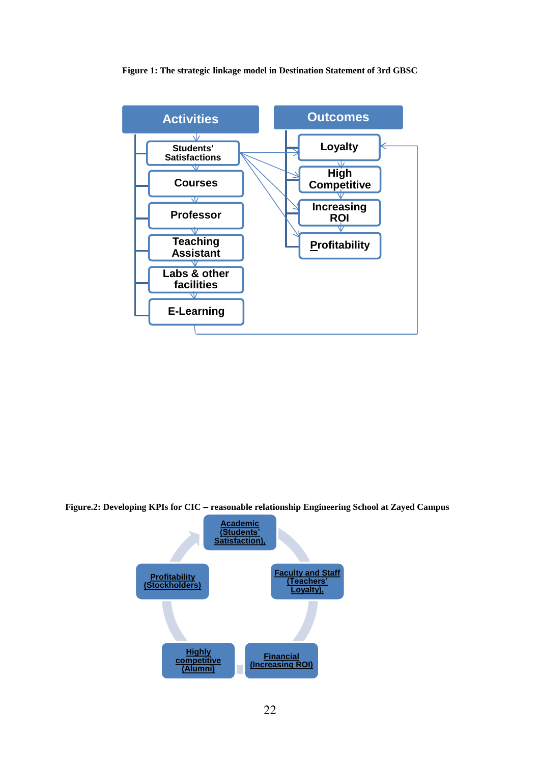**Figure 1: The strategic linkage model in Destination Statement of 3rd GBSC**

Activities

- Students' Satisfactions
- Courses
- Professor
- Teaching Assistant
- Labs & other facilities
- E-Learning

Outcomes

- Loyalty
- High Competitive
- Increasing ROI
- Profitability

**Figure.2: Developing KPIs for CIC – reasonable relationship Engineering School at Zayed Campus**

- Academic (Students' Satisfaction),
- Faculty and Staff (Teachers' Loyalty),
- Financial (Increasing ROI)
- Highly competitive (Alumni)
- Profitability (Stockholders)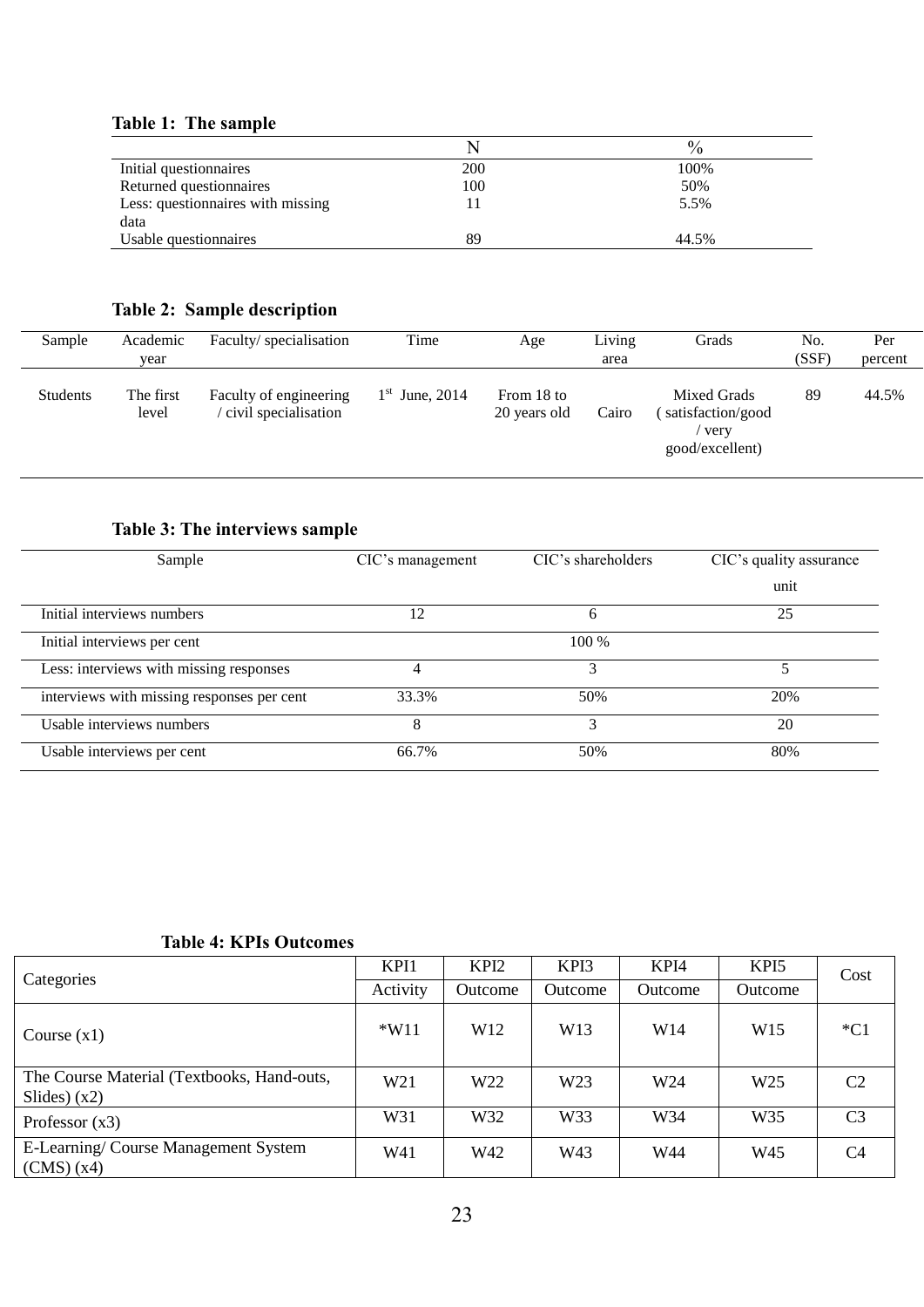**Table 1: The sample**

| | N | % |
|---|---|---|
| Initial questionnaires | 200 | 100% |
| Returned questionnaires | 100 | 50% |
| Less: questionnaires with missing data | 11 | 5.5% |
| Usable questionnaires | 89 | 44.5% |

**Table 2: Sample description**

| Sample | Academic year | Faculty/ specialisation | Time | Age | Living area | Grads | No. (SSF) | Per percent |
|---|---|---|---|---|---|---|---|---|
| Students | The first level | Faculty of engineering / civil specialisation | 1st June, 2014 | From 18 to 20 years old | Cairo | Mixed Grads ( satisfaction/good / very good/excellent) | 89 | 44.5% |

**Table 3: The interviews sample**

| Sample | CIC's management | CIC's shareholders | CIC's quality assurance unit |
|---|---|---|---|
| Initial interviews numbers | 12 | 6 | 25 |
| Initial interviews per cent | | 100 % | |
| Less: interviews with missing responses | 4 | 3 | 5 |
| interviews with missing responses per cent | 33.3% | 50% | 20% |
| Usable interviews numbers | 8 | 3 | 20 |
| Usable interviews per cent | 66.7% | 50% | 80% |

**Table 4: KPIs Outcomes**

| Categories | KPI1 | KPI2 | KPI3 | KPI4 | KPI5 | Cost |
|---|---|---|---|---|---|---|
| | Activity | Outcome | Outcome | Outcome | Outcome | |
| Course (x1) | *W11 | W12 | W13 | W14 | W15 | *C1 |
| The Course Material (Textbooks, Hand-outs, Slides) (x2) | W21 | W22 | W23 | W24 | W25 | C2 |
| Professor (x3) | W31 | W32 | W33 | W34 | W35 | C3 |
| E-Learning/ Course Management System (CMS) (x4) | W41 | W42 | W43 | W44 | W45 | C4 |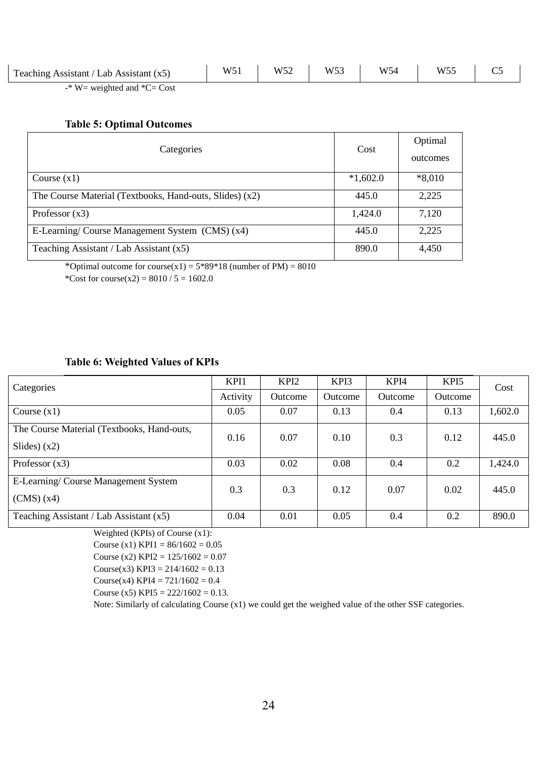| Teaching Assistant / Lab Assistant (x5) | W51 | W52 | W53 | W54 | W55 | C5 |
|---|---|---|---|---|---|---|

-* W= weighted and *C= Cost

**Table 5: Optimal Outcomes**

| Categories | Cost | Optimal outcomes |
|---|---|---|
| Course (x1) | *1,602.0 | *8,010 |
| The Course Material (Textbooks, Hand-outs, Slides) (x2) | 445.0 | 2,225 |
| Professor (x3) | 1,424.0 | 7,120 |
| E-Learning/ Course Management System (CMS) (x4) | 445.0 | 2,225 |
| Teaching Assistant / Lab Assistant (x5) | 890.0 | 4,450 |

*Optimal outcome for course(x1) = 5*89*18 (number of PM) = 8010

*Cost for course(x2) = 8010 / 5 = 1602.0

**Table 6: Weighted Values of KPIs**

| Categories | KPI1 | KPI2 | KPI3 | KPI4 | KPI5 | Cost |
|---|---|---|---|---|---|---|
| | Activity | Outcome | Outcome | Outcome | Outcome | |
| Course (x1) | 0.05 | 0.07 | 0.13 | 0.4 | 0.13 | 1,602.0 |
| The Course Material (Textbooks, Hand-outs, Slides) (x2) | 0.16 | 0.07 | 0.10 | 0.3 | 0.12 | 445.0 |
| Professor (x3) | 0.03 | 0.02 | 0.08 | 0.4 | 0.2 | 1,424.0 |
| E-Learning/ Course Management System (CMS) (x4) | 0.3 | 0.3 | 0.12 | 0.07 | 0.02 | 445.0 |
| Teaching Assistant / Lab Assistant (x5) | 0.04 | 0.01 | 0.05 | 0.4 | 0.2 | 890.0 |

Weighted (KPIs) of Course (x1):

Course (x1) KPI1 = 86/1602 = 0.05

Course (x2) KPI2 = 125/1602 = 0.07

Course(x3) KPI3 = 214/1602 = 0.13

Course(x4) KPI4 = 721/1602 = 0.4

Course (x5) KPI5 = 222/1602 = 0.13.

Note: Similarly of calculating Course (x1) we could get the weighed value of the other SSF categories.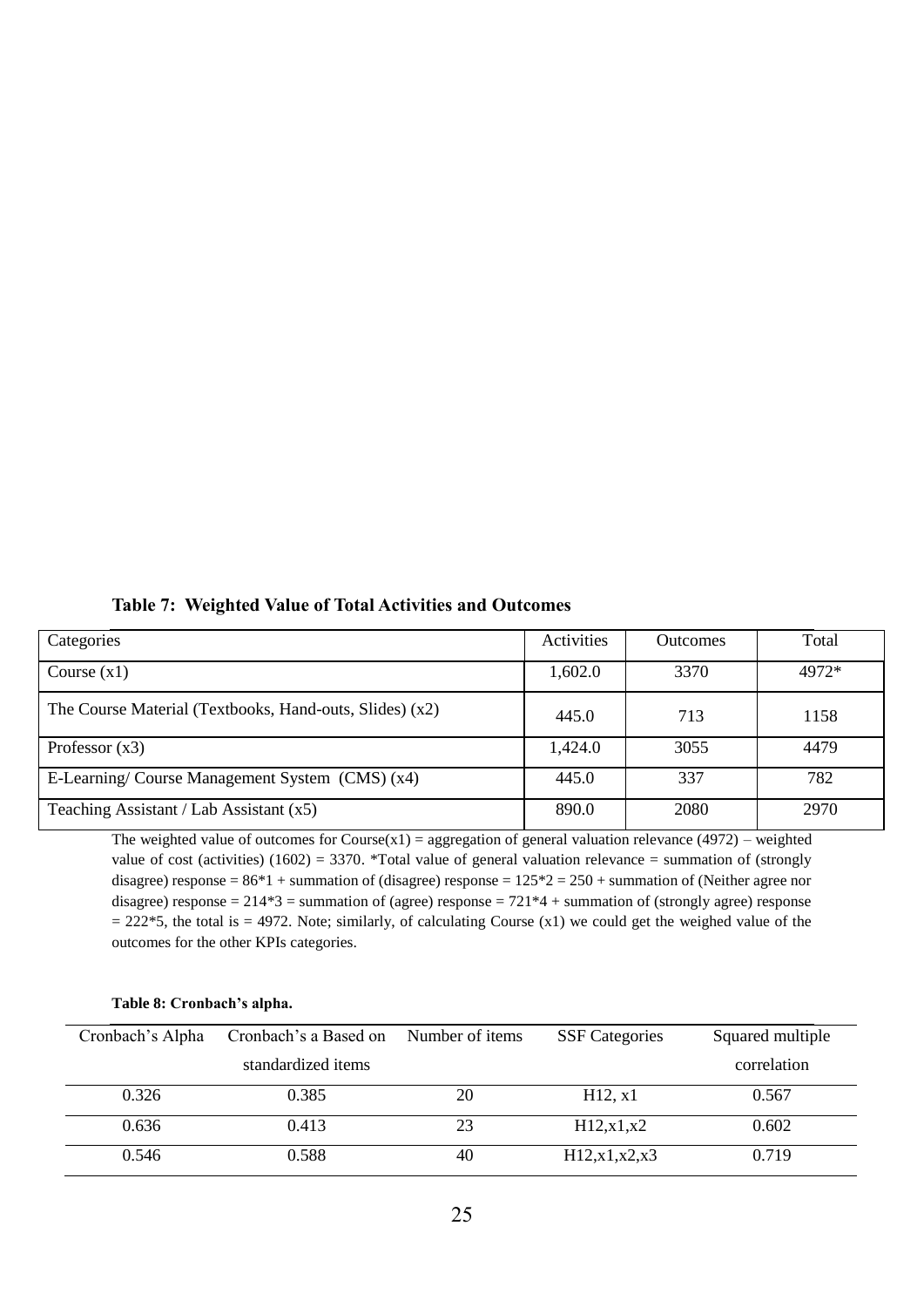**Table 7: Weighted Value of Total Activities and Outcomes**

| Categories | Activities | Outcomes | Total |
|---|---|---|---|
| Course (x1) | 1,602.0 | 3370 | 4972* |
| The Course Material (Textbooks, Hand-outs, Slides) (x2) | 445.0 | 713 | 1158 |
| Professor (x3) | 1,424.0 | 3055 | 4479 |
| E-Learning/ Course Management System (CMS) (x4) | 445.0 | 337 | 782 |
| Teaching Assistant / Lab Assistant (x5) | 890.0 | 2080 | 2970 |

The weighted value of outcomes for Course(x1) = aggregation of general valuation relevance (4972) – weighted value of cost (activities) (1602) = 3370. *Total value of general valuation relevance = summation of (strongly disagree) response = 86*1 + summation of (disagree) response = 125*2 = 250 + summation of (Neither agree nor disagree) response = 214*3 = summation of (agree) response = 721*4 + summation of (strongly agree) response = 222*5, the total is = 4972. Note; similarly, of calculating Course (x1) we could get the weighed value of the outcomes for the other KPIs categories.

**Table 8: Cronbach's alpha.**

| Cronbach's Alpha | Cronbach's a Based on standardized items | Number of items | SSF Categories | Squared multiple correlation |
|---|---|---|---|---|
| 0.326 | 0.385 | 20 | H12, x1 | 0.567 |
| 0.636 | 0.413 | 23 | H12,x1,x2 | 0.602 |
| 0.546 | 0.588 | 40 | H12,x1,x2,x3 | 0.719 |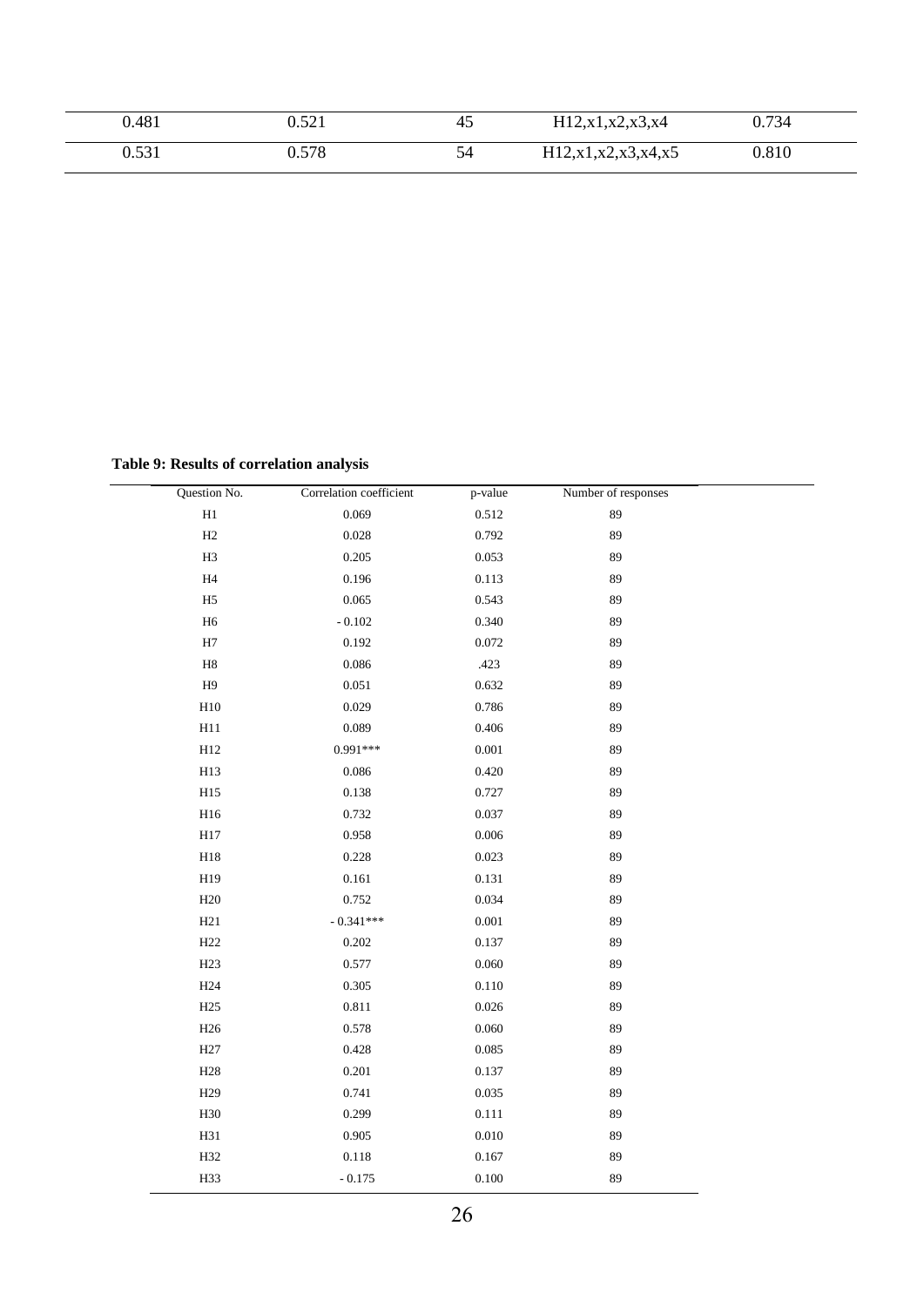| 0.481 | 0.521 | 45 | H12,x1,x2,x3,x4 | 0.734 |
|---|---|---|---|---|
| 0.531 | 0.578 | 54 | H12,x1,x2,x3,x4,x5 | 0.810 |

**Table 9: Results of correlation analysis**

| Question No. | Correlation coefficient | p-value | Number of responses |
|---|---|---|---|
| H1 | 0.069 | 0.512 | 89 |
| H2 | 0.028 | 0.792 | 89 |
| H3 | 0.205 | 0.053 | 89 |
| H4 | 0.196 | 0.113 | 89 |
| H5 | 0.065 | 0.543 | 89 |
| H6 | - 0.102 | 0.340 | 89 |
| H7 | 0.192 | 0.072 | 89 |
| H8 | 0.086 | .423 | 89 |
| H9 | 0.051 | 0.632 | 89 |
| H10 | 0.029 | 0.786 | 89 |
| H11 | 0.089 | 0.406 | 89 |
| H12 | 0.991*** | 0.001 | 89 |
| H13 | 0.086 | 0.420 | 89 |
| H15 | 0.138 | 0.727 | 89 |
| H16 | 0.732 | 0.037 | 89 |
| H17 | 0.958 | 0.006 | 89 |
| H18 | 0.228 | 0.023 | 89 |
| H19 | 0.161 | 0.131 | 89 |
| H20 | 0.752 | 0.034 | 89 |
| H21 | - 0.341*** | 0.001 | 89 |
| H22 | 0.202 | 0.137 | 89 |
| H23 | 0.577 | 0.060 | 89 |
| H24 | 0.305 | 0.110 | 89 |
| H25 | 0.811 | 0.026 | 89 |
| H26 | 0.578 | 0.060 | 89 |
| H27 | 0.428 | 0.085 | 89 |
| H28 | 0.201 | 0.137 | 89 |
| H29 | 0.741 | 0.035 | 89 |
| H30 | 0.299 | 0.111 | 89 |
| H31 | 0.905 | 0.010 | 89 |
| H32 | 0.118 | 0.167 | 89 |
| H33 | - 0.175 | 0.100 | 89 |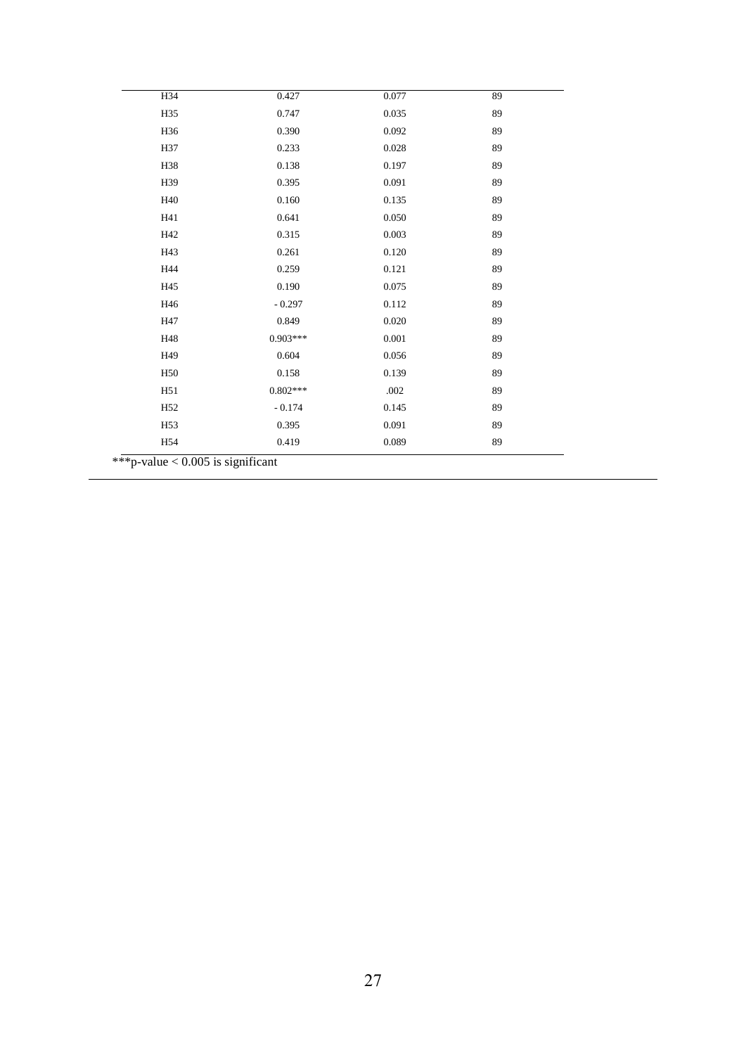| H34 | 0.427 | 0.077 | 89 |
|---|---|---|---|
| H35 | 0.747 | 0.035 | 89 |
| H36 | 0.390 | 0.092 | 89 |
| H37 | 0.233 | 0.028 | 89 |
| H38 | 0.138 | 0.197 | 89 |
| H39 | 0.395 | 0.091 | 89 |
| H40 | 0.160 | 0.135 | 89 |
| H41 | 0.641 | 0.050 | 89 |
| H42 | 0.315 | 0.003 | 89 |
| H43 | 0.261 | 0.120 | 89 |
| H44 | 0.259 | 0.121 | 89 |
| H45 | 0.190 | 0.075 | 89 |
| H46 | - 0.297 | 0.112 | 89 |
| H47 | 0.849 | 0.020 | 89 |
| H48 | 0.903*** | 0.001 | 89 |
| H49 | 0.604 | 0.056 | 89 |
| H50 | 0.158 | 0.139 | 89 |
| H51 | 0.802*** | .002 | 89 |
| H52 | - 0.174 | 0.145 | 89 |
| H53 | 0.395 | 0.091 | 89 |
| H54 | 0.419 | 0.089 | 89 |

***p-value < 0.005 is significant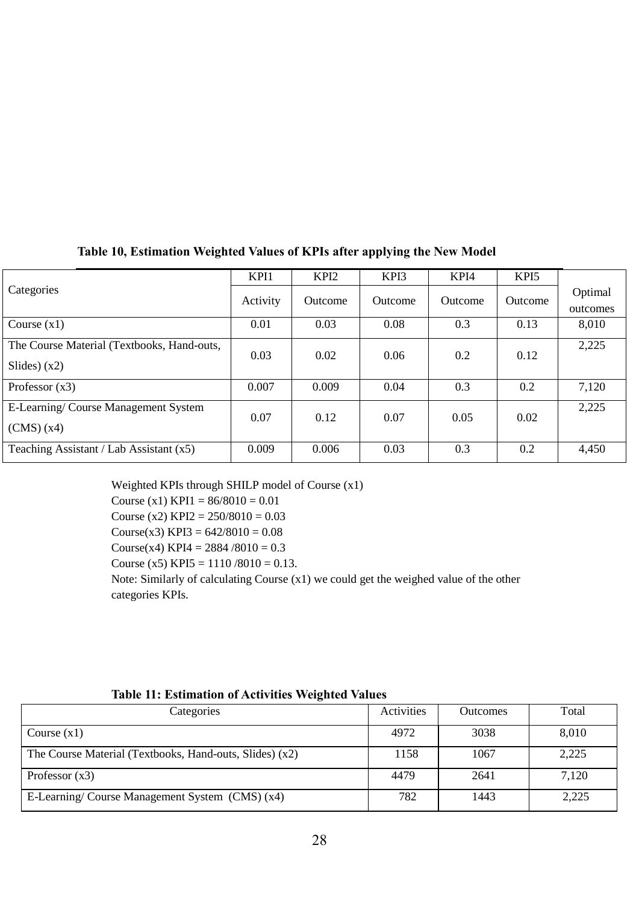**Table 10, Estimation Weighted Values of KPIs after applying the New Model**

| Categories | KPI1 | KPI2 | KPI3 | KPI4 | KPI5 | Optimal outcomes |
|---|---|---|---|---|---|---|
| | Activity | Outcome | Outcome | Outcome | Outcome | |
| Course (x1) | 0.01 | 0.03 | 0.08 | 0.3 | 0.13 | 8,010 |
| The Course Material (Textbooks, Hand-outs, Slides) (x2) | 0.03 | 0.02 | 0.06 | 0.2 | 0.12 | 2,225 |
| Professor (x3) | 0.007 | 0.009 | 0.04 | 0.3 | 0.2 | 7,120 |
| E-Learning/ Course Management System (CMS) (x4) | 0.07 | 0.12 | 0.07 | 0.05 | 0.02 | 2,225 |
| Teaching Assistant / Lab Assistant (x5) | 0.009 | 0.006 | 0.03 | 0.3 | 0.2 | 4,450 |

Weighted KPIs through SHILP model of Course (x1)
Course (x1) KPI1 = 86/8010 = 0.01
Course (x2) KPI2 = 250/8010 = 0.03
Course(x3) KPI3 = 642/8010 = 0.08
Course(x4) KPI4 = 2884 /8010 = 0.3
Course (x5) KPI5 = 1110 /8010 = 0.13.
Note: Similarly of calculating Course (x1) we could get the weighed value of the other categories KPIs.

**Table 11: Estimation of Activities Weighted Values**

| Categories | Activities | Outcomes | Total |
|---|---|---|---|
| Course (x1) | 4972 | 3038 | 8,010 |
| The Course Material (Textbooks, Hand-outs, Slides) (x2) | 1158 | 1067 | 2,225 |
| Professor (x3) | 4479 | 2641 | 7,120 |
| E-Learning/ Course Management System (CMS) (x4) | 782 | 1443 | 2,225 |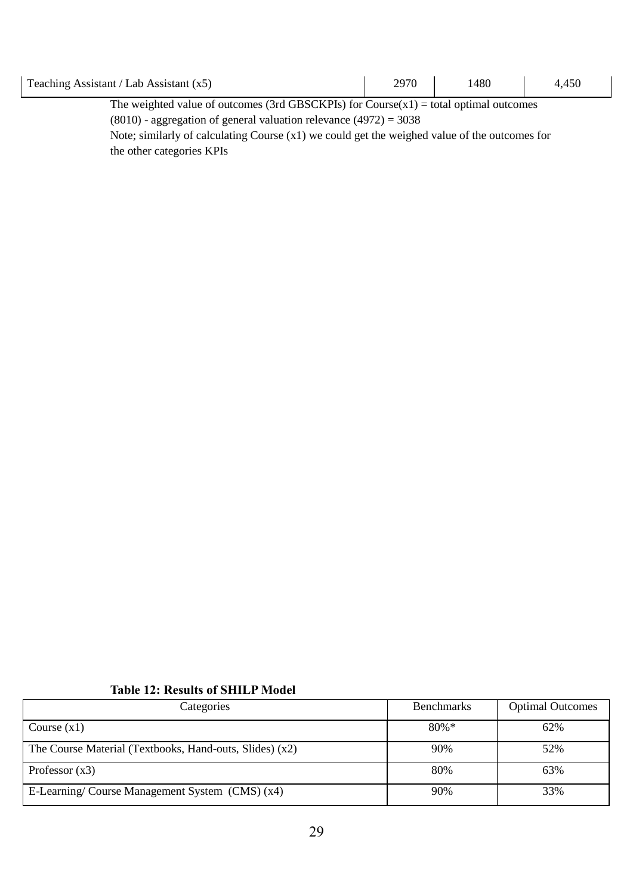| Teaching Assistant / Lab Assistant (x5) | 2970 | 1480 | 4,450 |
|---|---|---|---|

The weighted value of outcomes (3rd GBSCKPIs) for Course(x1) = total optimal outcomes (8010) - aggregation of general valuation relevance (4972) = 3038

Note; similarly of calculating Course (x1) we could get the weighed value of the outcomes for the other categories KPIs

**Table 12: Results of SHILP Model**

| Categories | Benchmarks | Optimal Outcomes |
|---|---|---|
| Course (x1) | 80%* | 62% |
| The Course Material (Textbooks, Hand-outs, Slides) (x2) | 90% | 52% |
| Professor (x3) | 80% | 63% |
| E-Learning/ Course Management System (CMS) (x4) | 90% | 33% |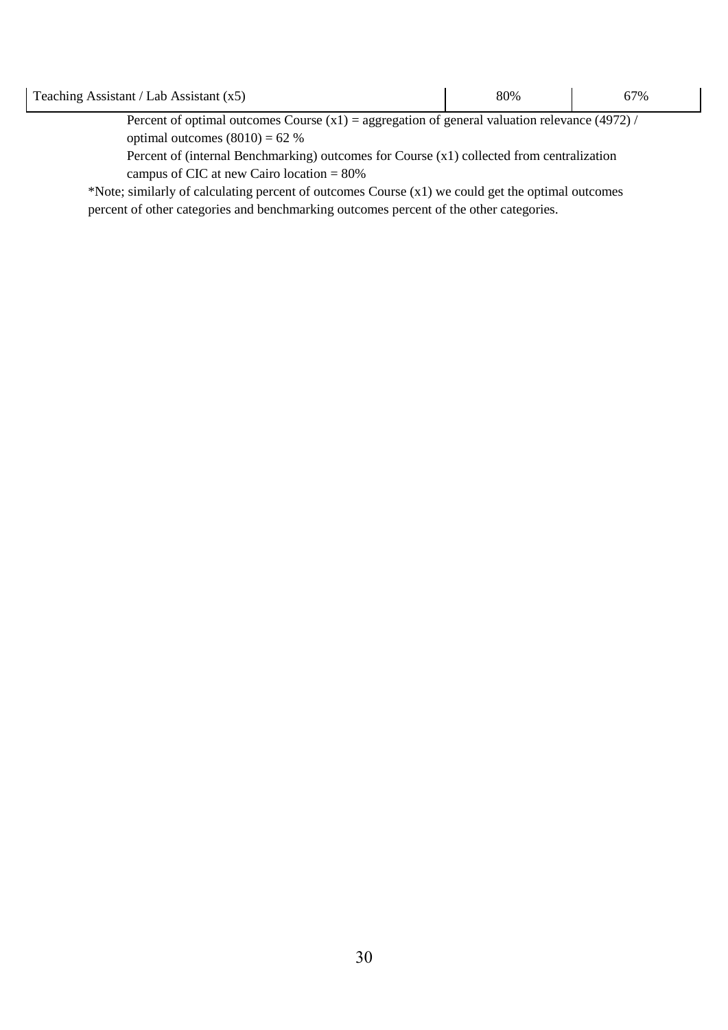| | | |
|---|---|---|
| Teaching Assistant / Lab Assistant (x5) | 80% | 67% |

Percent of optimal outcomes Course (x1) = aggregation of general valuation relevance (4972) / optimal outcomes (8010) = 62 %

Percent of (internal Benchmarking) outcomes for Course (x1) collected from centralization campus of CIC at new Cairo location = 80%

*Note; similarly of calculating percent of outcomes Course (x1) we could get the optimal outcomes percent of other categories and benchmarking outcomes percent of the other categories.